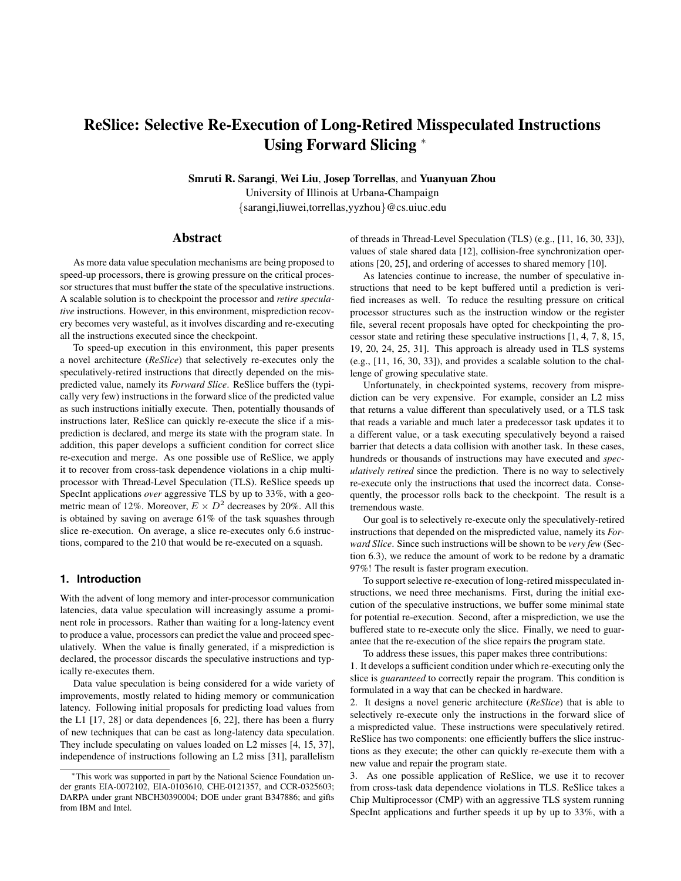# ReSlice: Selective Re-Execution of Long-Retired Misspeculated Instructions Using Forward Slicing *

**Smruti R. Sarangi**, **Wei Liu**, **Josep Torrellas**, and **Yuanyuan Zhou**

University of Illinois at Urbana-Champaign

{sarangi,liuwei,torrellas,yyzhou}@cs.uiuc.edu

## Abstract

As more data value speculation mechanisms are being proposed to speed-up processors, there is growing pressure on the critical processor structures that must buffer the state of the speculative instructions. A scalable solution is to checkpoint the processor and *retire speculative* instructions. However, in this environment, misprediction recovery becomes very wasteful, as it involves discarding and re-executing all the instructions executed since the checkpoint.

To speed-up execution in this environment, this paper presents a novel architecture (*ReSlice*) that selectively re-executes only the speculatively-retired instructions that directly depended on the mispredicted value, namely its *Forward Slice*. ReSlice buffers the (typically very few) instructions in the forward slice of the predicted value as such instructions initially execute. Then, potentially thousands of instructions later, ReSlice can quickly re-execute the slice if a misprediction is declared, and merge its state with the program state. In addition, this paper develops a sufficient condition for correct slice re-execution and merge. As one possible use of ReSlice, we apply it to recover from cross-task dependence violations in a chip multiprocessor with Thread-Level Speculation (TLS). ReSlice speeds up SpecInt applications *over* aggressive TLS by up to 33%, with a geometric mean of 12%. Moreover, $E \times D^2$ decreases by 20%. All this is obtained by saving on average 61% of the task squashes through slice re-execution. On average, a slice re-executes only 6.6 instructions, compared to the 210 that would be re-executed on a squash.

## 1. Introduction

With the advent of long memory and inter-processor communication latencies, data value speculation will increasingly assume a prominent role in processors. Rather than waiting for a long-latency event to produce a value, processors can predict the value and proceed speculatively. When the value is finally generated, if a misprediction is declared, the processor discards the speculative instructions and typically re-executes them.

Data value speculation is being considered for a wide variety of improvements, mostly related to hiding memory or communication latency. Following initial proposals for predicting load values from the L1 [17, 28] or data dependences [6, 22], there has been a flurry of new techniques that can be cast as long-latency data speculation. They include speculating on values loaded on L2 misses [4, 15, 37], independence of instructions following an L2 miss [31], parallelism of threads in Thread-Level Speculation (TLS) (e.g., [11, 16, 30, 33]), values of stale shared data [12], collision-free synchronization operations [20, 25], and ordering of accesses to shared memory [10].

As latencies continue to increase, the number of speculative instructions that need to be kept buffered until a prediction is verified increases as well. To reduce the resulting pressure on critical processor structures such as the instruction window or the register file, several recent proposals have opted for checkpointing the processor state and retiring these speculative instructions [1, 4, 7, 8, 15, 19, 20, 24, 25, 31]. This approach is already used in TLS systems (e.g., [11, 16, 30, 33]), and provides a scalable solution to the challenge of growing speculative state.

Unfortunately, in checkpointed systems, recovery from misprediction can be very expensive. For example, consider an L2 miss that returns a value different than speculatively used, or a TLS task that reads a variable and much later a predecessor task updates it to a different value, or a task executing speculatively beyond a raised barrier that detects a data collision with another task. In these cases, hundreds or thousands of instructions may have executed and *speculatively retired* since the prediction. There is no way to selectively re-execute only the instructions that used the incorrect data. Consequently, the processor rolls back to the checkpoint. The result is a tremendous waste.

Our goal is to selectively re-execute only the speculatively-retired instructions that depended on the mispredicted value, namely its *Forward Slice*. Since such instructions will be shown to be *very few* (Section 6.3), we reduce the amount of work to be redone by a dramatic 97%! The result is faster program execution.

To support selective re-execution of long-retired misspeculated instructions, we need three mechanisms. First, during the initial execution of the speculative instructions, we buffer some minimal state for potential re-execution. Second, after a misprediction, we use the buffered state to re-execute only the slice. Finally, we need to guarantee that the re-execution of the slice repairs the program state.

To address these issues, this paper makes three contributions:

1. It develops a sufficient condition under which re-executing only the slice is *guaranteed* to correctly repair the program. This condition is formulated in a way that can be checked in hardware.
2. It designs a novel generic architecture (*ReSlice*) that is able to selectively re-execute only the instructions in the forward slice of a mispredicted value. These instructions were speculatively retired. ReSlice has two components: one efficiently buffers the slice instructions as they execute; the other can quickly re-execute them with a new value and repair the program state.
3. As one possible application of ReSlice, we use it to recover from cross-task data dependence violations in TLS. ReSlice takes a Chip Multiprocessor (CMP) with an aggressive TLS system running SpecInt applications and further speeds it up by up to 33%, with a

*This work was supported in part by the National Science Foundation under grants EIA-0072102, EIA-0103610, CHE-0121357, and CCR-0325603; DARPA under grant NBCH30390004; DOE under grant B347886; and gifts from IBM and Intel.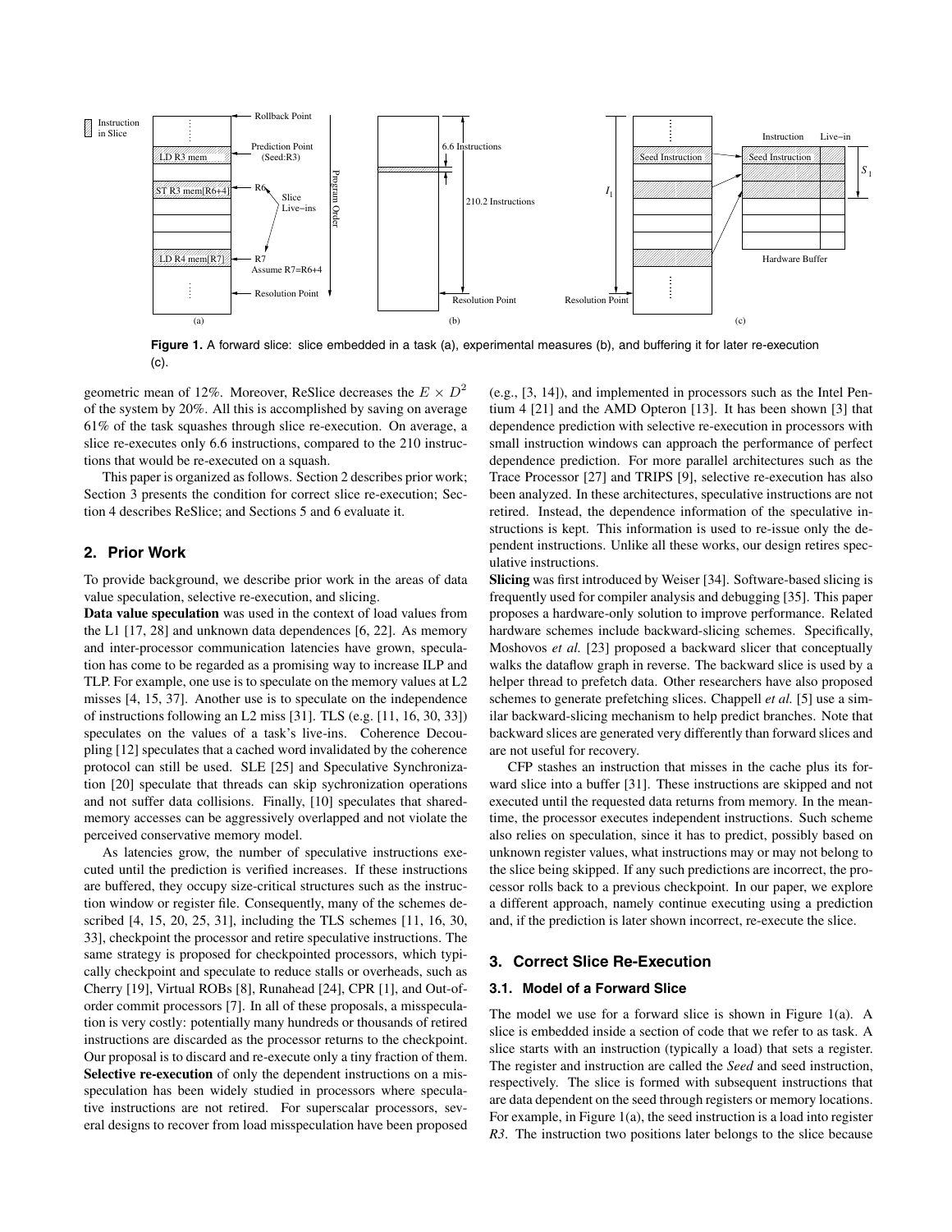Instruction in Slice

Rollback Point

Prediction Point (Seed:R3)

LD R3 mem

ST R3 mem[R6+4]

R6

Slice Live−ins

LD R4 mem[R7]

R7

Assume R7=R6+4

Resolution Point

Program Order

(a)

6.6 Instructions

210.2 Instructions

Resolution Point

(b)

$I_1$

Seed Instruction

Resolution Point

Instruction Live−in

Seed Instruction

$S_1$

Hardware Buffer

(c)

**Figure 1.** A forward slice: slice embedded in a task (a), experimental measures (b), and buffering it for later re-execution (c).

geometric mean of 12%. Moreover, ReSlice decreases the $E \times D^2$ of the system by 20%. All this is accomplished by saving on average 61% of the task squashes through slice re-execution. On average, a slice re-executes only 6.6 instructions, compared to the 210 instructions that would be re-executed on a squash.

This paper is organized as follows. Section 2 describes prior work; Section 3 presents the condition for correct slice re-execution; Section 4 describes ReSlice; and Sections 5 and 6 evaluate it.

## 2. Prior Work

To provide background, we describe prior work in the areas of data value speculation, selective re-execution, and slicing.

**Data value speculation** was used in the context of load values from the L1 [17, 28] and unknown data dependences [6, 22]. As memory and inter-processor communication latencies have grown, speculation has come to be regarded as a promising way to increase ILP and TLP. For example, one use is to speculate on the memory values at L2 misses [4, 15, 37]. Another use is to speculate on the independence of instructions following an L2 miss [31]. TLS (e.g. [11, 16, 30, 33]) speculates on the values of a task's live-ins. Coherence Decoupling [12] speculates that a cached word invalidated by the coherence protocol can still be used. SLE [25] and Speculative Synchronization [20] speculate that threads can skip sychronization operations and not suffer data collisions. Finally, [10] speculates that shared-memory accesses can be aggressively overlapped and not violate the perceived conservative memory model.

As latencies grow, the number of speculative instructions executed until the prediction is verified increases. If these instructions are buffered, they occupy size-critical structures such as the instruction window or register file. Consequently, many of the schemes described [4, 15, 20, 25, 31], including the TLS schemes [11, 16, 30, 33], checkpoint the processor and retire speculative instructions. The same strategy is proposed for checkpointed processors, which typically checkpoint and speculate to reduce stalls or overheads, such as Cherry [19], Virtual ROBs [8], Runahead [24], CPR [1], and Out-of-order commit processors [7]. In all of these proposals, a misspeculation is very costly: potentially many hundreds or thousands of retired instructions are discarded as the processor returns to the checkpoint. Our proposal is to discard and re-execute only a tiny fraction of them.

**Selective re-execution** of only the dependent instructions on a misspeculation has been widely studied in processors where speculative instructions are not retired. For superscalar processors, several designs to recover from load misspeculation have been proposed (e.g., [3, 14]), and implemented in processors such as the Intel Pentium 4 [21] and the AMD Opteron [13]. It has been shown [3] that dependence prediction with selective re-execution in processors with small instruction windows can approach the performance of perfect dependence prediction. For more parallel architectures such as the Trace Processor [27] and TRIPS [9], selective re-execution has also been analyzed. In these architectures, speculative instructions are not retired. Instead, the dependence information of the speculative instructions is kept. This information is used to re-issue only the dependent instructions. Unlike all these works, our design retires speculative instructions.

**Slicing** was first introduced by Weiser [34]. Software-based slicing is frequently used for compiler analysis and debugging [35]. This paper proposes a hardware-only solution to improve performance. Related hardware schemes include backward-slicing schemes. Specifically, Moshovos *et al.* [23] proposed a backward slicer that conceptually walks the dataflow graph in reverse. The backward slice is used by a helper thread to prefetch data. Other researchers have also proposed schemes to generate prefetching slices. Chappell *et al.* [5] use a similar backward-slicing mechanism to help predict branches. Note that backward slices are generated very differently than forward slices and are not useful for recovery.

CFP stashes an instruction that misses in the cache plus its forward slice into a buffer [31]. These instructions are skipped and not executed until the requested data returns from memory. In the meantime, the processor executes independent instructions. Such scheme also relies on speculation, since it has to predict, possibly based on unknown register values, what instructions may or may not belong to the slice being skipped. If any such predictions are incorrect, the processor rolls back to a previous checkpoint. In our paper, we explore a different approach, namely continue executing using a prediction and, if the prediction is later shown incorrect, re-execute the slice.

## 3. Correct Slice Re-Execution

### 3.1. Model of a Forward Slice

The model we use for a forward slice is shown in Figure 1(a). A slice is embedded inside a section of code that we refer to as task. A slice starts with an instruction (typically a load) that sets a register. The register and instruction are called the *Seed* and seed instruction, respectively. The slice is formed with subsequent instructions that are data dependent on the seed through registers or memory locations. For example, in Figure 1(a), the seed instruction is a load into register *R3*. The instruction two positions later belongs to the slice because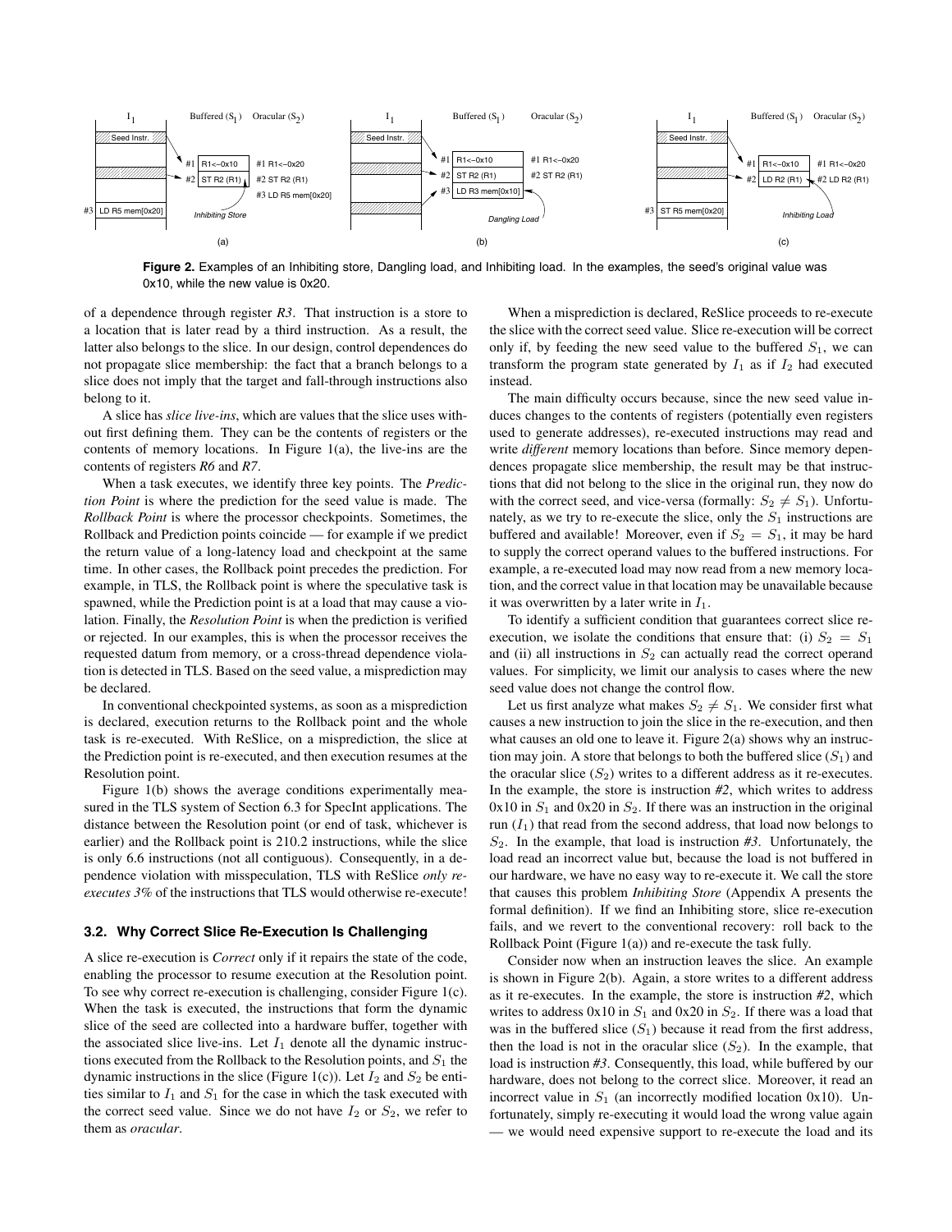I$_1$ Buffered ($S_1$) Oracular ($S_2$)

Seed Instr.

#1 R1<–0x10 #1 R1<–0x20

#2 ST R2 (R1) #2 ST R2 (R1)

#3 LD R5 mem[0x20]

#3 LD R5 mem[0x20]

Inhibiting Store

(a)

I$_1$ Buffered ($S_1$) Oracular ($S_2$)

Seed Instr.

#1 R1<–0x10 #1 R1<–0x20

#2 ST R2 (R1) #2 ST R2 (R1)

#3 LD R3 mem[0x10]

Dangling Load

(b)

I$_1$ Buffered ($S_1$) Oracular ($S_2$)

Seed Instr.

#1 R1<–0x10 #1 R1<–0x20

#2 LD R2 (R1) #2 LD R2 (R1)

#3 ST R5 mem[0x20]

Inhibiting Load

(c)

**Figure 2.** Examples of an Inhibiting store, Dangling load, and Inhibiting load. In the examples, the seed's original value was 0x10, while the new value is 0x20.

of a dependence through register *R3*. That instruction is a store to a location that is later read by a third instruction. As a result, the latter also belongs to the slice. In our design, control dependences do not propagate slice membership: the fact that a branch belongs to a slice does not imply that the target and fall-through instructions also belong to it.

A slice has *slice live-ins*, which are values that the slice uses without first defining them. They can be the contents of registers or the contents of memory locations. In Figure 1(a), the live-ins are the contents of registers *R6* and *R7*.

When a task executes, we identify three key points. The *Prediction Point* is where the prediction for the seed value is made. The *Rollback Point* is where the processor checkpoints. Sometimes, the Rollback and Prediction points coincide — for example if we predict the return value of a long-latency load and checkpoint at the same time. In other cases, the Rollback point precedes the prediction. For example, in TLS, the Rollback point is where the speculative task is spawned, while the Prediction point is at a load that may cause a violation. Finally, the *Resolution Point* is when the prediction is verified or rejected. In our examples, this is when the processor receives the requested datum from memory, or a cross-thread dependence violation is detected in TLS. Based on the seed value, a misprediction may be declared.

In conventional checkpointed systems, as soon as a misprediction is declared, execution returns to the Rollback point and the whole task is re-executed. With ReSlice, on a misprediction, the slice at the Prediction point is re-executed, and then execution resumes at the Resolution point.

Figure 1(b) shows the average conditions experimentally measured in the TLS system of Section 6.3 for SpecInt applications. The distance between the Resolution point (or end of task, whichever is earlier) and the Rollback point is 210.2 instructions, while the slice is only 6.6 instructions (not all contiguous). Consequently, in a dependence violation with misspeculation, TLS with ReSlice *only re-executes 3%* of the instructions that TLS would otherwise re-execute!

### 3.2. Why Correct Slice Re-Execution Is Challenging

A slice re-execution is *Correct* only if it repairs the state of the code, enabling the processor to resume execution at the Resolution point. To see why correct re-execution is challenging, consider Figure 1(c). When the task is executed, the instructions that form the dynamic slice of the seed are collected into a hardware buffer, together with the associated slice live-ins. Let $I_1$ denote all the dynamic instructions executed from the Rollback to the Resolution points, and $S_1$ the dynamic instructions in the slice (Figure 1(c)). Let $I_2$ and $S_2$ be entities similar to $I_1$ and $S_1$ for the case in which the task executed with the correct seed value. Since we do not have $I_2$ or $S_2$, we refer to them as *oracular*.

When a misprediction is declared, ReSlice proceeds to re-execute the slice with the correct seed value. Slice re-execution will be correct only if, by feeding the new seed value to the buffered $S_1$, we can transform the program state generated by $I_1$ as if $I_2$ had executed instead.

The main difficulty occurs because, since the new seed value induces changes to the contents of registers (potentially even registers used to generate addresses), re-executed instructions may read and write *different* memory locations than before. Since memory dependences propagate slice membership, the result may be that instructions that did not belong to the slice in the original run, they now do with the correct seed, and vice-versa (formally: $S_2 \neq S_1$). Unfortunately, as we try to re-execute the slice, only the $S_1$ instructions are buffered and available! Moreover, even if $S_2 = S_1$, it may be hard to supply the correct operand values to the buffered instructions. For example, a re-executed load may now read from a new memory location, and the correct value in that location may be unavailable because it was overwritten by a later write in $I_1$.

To identify a sufficient condition that guarantees correct slice re-execution, we isolate the conditions that ensure that: (i) $S_2 = S_1$ and (ii) all instructions in $S_2$ can actually read the correct operand values. For simplicity, we limit our analysis to cases where the new seed value does not change the control flow.

Let us first analyze what makes $S_2 \neq S_1$. We consider first what causes a new instruction to join the slice in the re-execution, and then what causes an old one to leave it. Figure 2(a) shows why an instruction may join. A store that belongs to both the buffered slice ($S_1$) and the oracular slice ($S_2$) writes to a different address as it re-executes. In the example, the store is instruction *#2*, which writes to address 0x10 in $S_1$ and 0x20 in $S_2$. If there was an instruction in the original run ($I_1$) that read from the second address, that load now belongs to $S_2$. In the example, that load is instruction *#3*. Unfortunately, the load read an incorrect value but, because the load is not buffered in our hardware, we have no easy way to re-execute it. We call the store that causes this problem *Inhibiting Store* (Appendix A presents the formal definition). If we find an Inhibiting store, slice re-execution fails, and we revert to the conventional recovery: roll back to the Rollback Point (Figure 1(a)) and re-execute the task fully.

Consider now when an instruction leaves the slice. An example is shown in Figure 2(b). Again, a store writes to a different address as it re-executes. In the example, the store is instruction *#2*, which writes to address 0x10 in $S_1$ and 0x20 in $S_2$. If there was a load that was in the buffered slice ($S_1$) because it read from the first address, then the load is not in the oracular slice ($S_2$). In the example, that load is instruction *#3*. Consequently, this load, while buffered by our hardware, does not belong to the correct slice. Moreover, it read an incorrect value in $S_1$ (an incorrectly modified location 0x10). Unfortunately, simply re-executing it would load the wrong value again — we would need expensive support to re-execute the load and its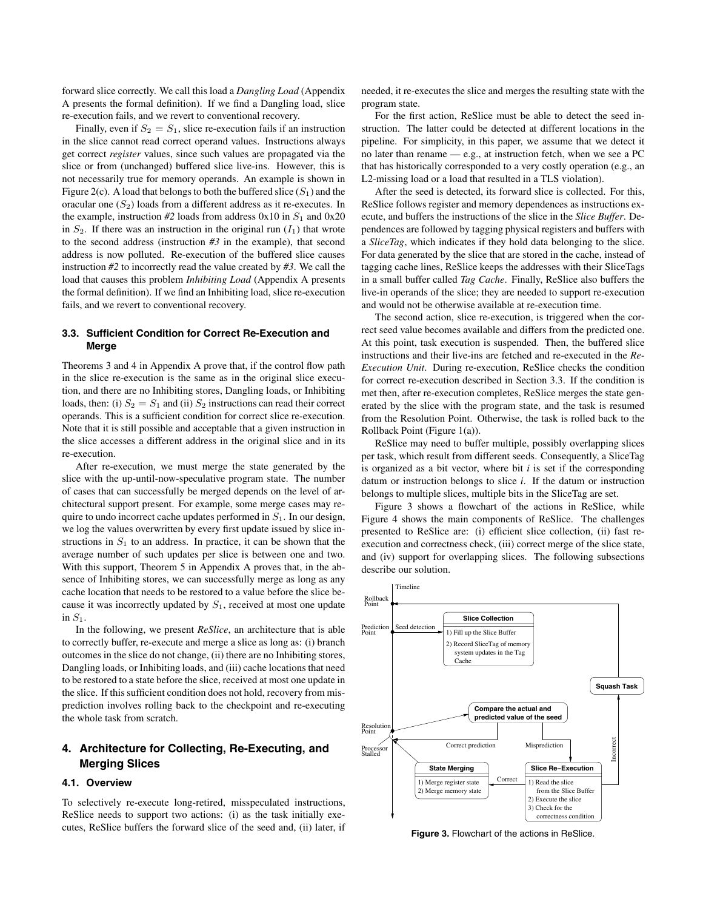forward slice correctly. We call this load a *Dangling Load* (Appendix A presents the formal definition). If we find a Dangling load, slice re-execution fails, and we revert to conventional recovery.

Finally, even if $S_2 = S_1$, slice re-execution fails if an instruction in the slice cannot read correct operand values. Instructions always get correct *register* values, since such values are propagated via the slice or from (unchanged) buffered slice live-ins. However, this is not necessarily true for memory operands. An example is shown in Figure 2(c). A load that belongs to both the buffered slice ($S_1$) and the oracular one ($S_2$) loads from a different address as it re-executes. In the example, instruction *#2* loads from address 0x10 in $S_1$ and 0x20 in $S_2$. If there was an instruction in the original run ($I_1$) that wrote to the second address (instruction *#3* in the example), that second address is now polluted. Re-execution of the buffered slice causes instruction *#2* to incorrectly read the value created by *#3*. We call the load that causes this problem *Inhibiting Load* (Appendix A presents the formal definition). If we find an Inhibiting load, slice re-execution fails, and we revert to conventional recovery.

### 3.3. Sufficient Condition for Correct Re-Execution and Merge

Theorems 3 and 4 in Appendix A prove that, if the control flow path in the slice re-execution is the same as in the original slice execution, and there are no Inhibiting stores, Dangling loads, or Inhibiting loads, then: (i) $S_2 = S_1$ and (ii) $S_2$ instructions can read their correct operands. This is a sufficient condition for correct slice re-execution. Note that it is still possible and acceptable that a given instruction in the slice accesses a different address in the original slice and in its re-execution.

After re-execution, we must merge the state generated by the slice with the up-until-now-speculative program state. The number of cases that can successfully be merged depends on the level of architectural support present. For example, some merge cases may require to undo incorrect cache updates performed in $S_1$. In our design, we log the values overwritten by every first update issued by slice instructions in $S_1$ to an address. In practice, it can be shown that the average number of such updates per slice is between one and two. With this support, Theorem 5 in Appendix A proves that, in the absence of Inhibiting stores, we can successfully merge as long as any cache location that needs to be restored to a value before the slice because it was incorrectly updated by $S_1$, received at most one update in $S_1$.

In the following, we present *ReSlice*, an architecture that is able to correctly buffer, re-execute and merge a slice as long as: (i) branch outcomes in the slice do not change, (ii) there are no Inhibiting stores, Dangling loads, or Inhibiting loads, and (iii) cache locations that need to be restored to a state before the slice, received at most one update in the slice. If this sufficient condition does not hold, recovery from misprediction involves rolling back to the checkpoint and re-executing the whole task from scratch.

## 4. Architecture for Collecting, Re-Executing, and Merging Slices

### 4.1. Overview

To selectively re-execute long-retired, misspeculated instructions, ReSlice needs to support two actions: (i) as the task initially executes, ReSlice buffers the forward slice of the seed and, (ii) later, if needed, it re-executes the slice and merges the resulting state with the program state.

For the first action, ReSlice must be able to detect the seed instruction. The latter could be detected at different locations in the pipeline. For simplicity, in this paper, we assume that we detect it no later than rename — e.g., at instruction fetch, when we see a PC that has historically corresponded to a very costly operation (e.g., an L2-missing load or a load that resulted in a TLS violation).

After the seed is detected, its forward slice is collected. For this, ReSlice follows register and memory dependences as instructions execute, and buffers the instructions of the slice in the *Slice Buffer*. Dependences are followed by tagging physical registers and buffers with a *SliceTag*, which indicates if they hold data belonging to the slice. For data generated by the slice that are stored in the cache, instead of tagging cache lines, ReSlice keeps the addresses with their SliceTags in a small buffer called *Tag Cache*. Finally, ReSlice also buffers the live-in operands of the slice; they are needed to support re-execution and would not be otherwise available at re-execution time.

The second action, slice re-execution, is triggered when the correct seed value becomes available and differs from the predicted one. At this point, task execution is suspended. Then, the buffered slice instructions and their live-ins are fetched and re-executed in the *Re-Execution Unit*. During re-execution, ReSlice checks the condition for correct re-execution described in Section 3.3. If the condition is met then, after re-execution completes, ReSlice merges the state generated by the slice with the program state, and the task is resumed from the Resolution Point. Otherwise, the task is rolled back to the Rollback Point (Figure 1(a)).

ReSlice may need to buffer multiple, possibly overlapping slices per task, which result from different seeds. Consequently, a SliceTag is organized as a bit vector, where bit *i* is set if the corresponding datum or instruction belongs to slice *i*. If the datum or instruction belongs to multiple slices, multiple bits in the SliceTag are set.

Figure 3 shows a flowchart of the actions in ReSlice, while Figure 4 shows the main components of ReSlice. The challenges presented to ReSlice are: (i) efficient slice collection, (ii) fast re-execution and correctness check, (iii) correct merge of the slice state, and (iv) support for overlapping slices. The following subsections describe our solution.

Timeline
Rollback Point
Prediction Point
Seed detection
Slice Collection
1) Fill up the Slice Buffer
2) Record SliceTag of memory system updates in the Tag Cache
Squash Task
Compare the actual and predicted value of the seed
Resolution Point
Processor Stalled
Correct prediction
Misprediction
Incorrect
State Merging
1) Merge register state
2) Merge memory state
Correct
Slice Re–Execution
1) Read the slice from the Slice Buffer
2) Execute the slice
3) Check for the correctness condition

**Figure 3.** Flowchart of the actions in ReSlice.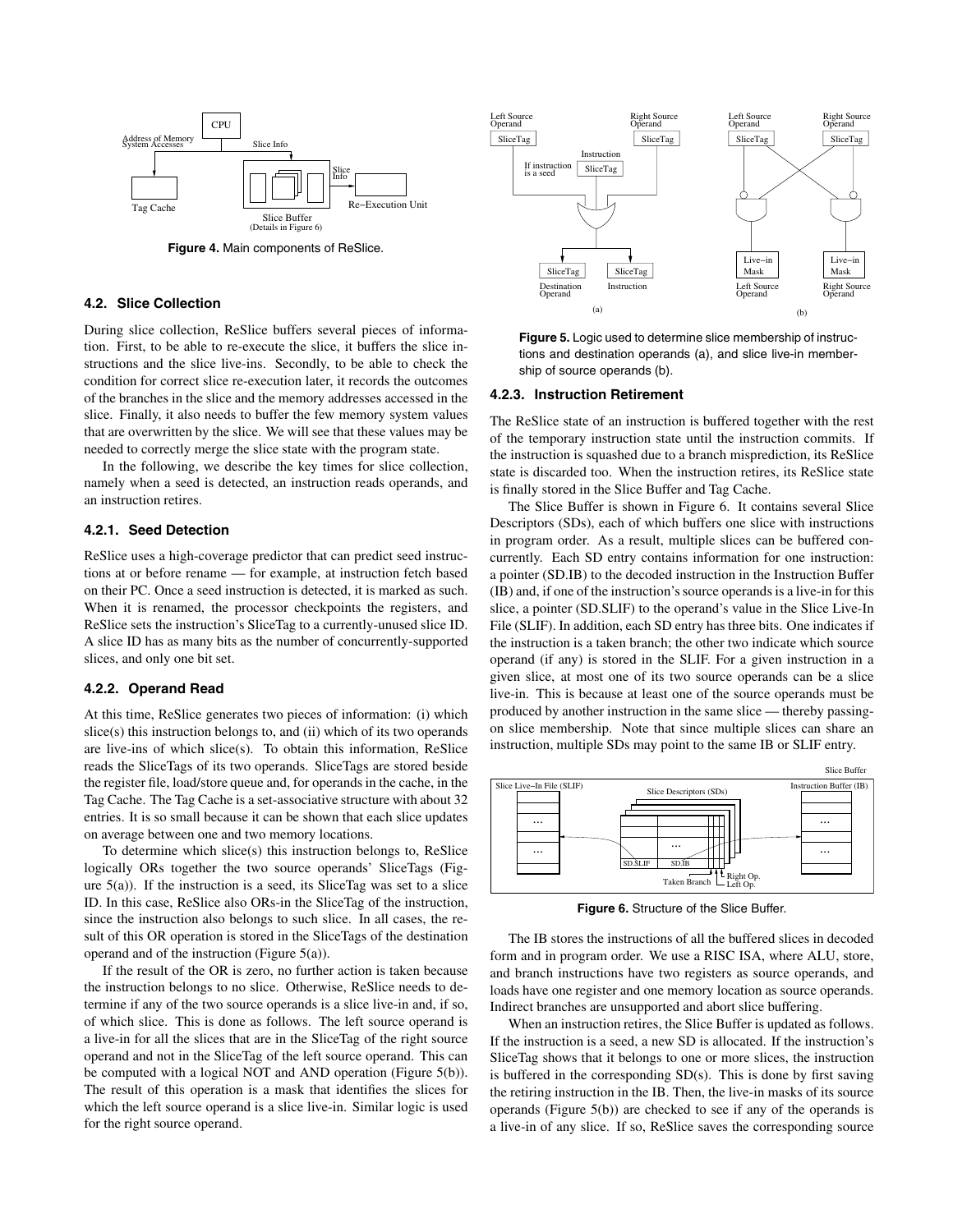Figure 4. Main components of ReSlice.

### 4.2. Slice Collection

During slice collection, ReSlice buffers several pieces of information. First, to be able to re-execute the slice, it buffers the slice instructions and the slice live-ins. Secondly, to be able to check the condition for correct slice re-execution later, it records the outcomes of the branches in the slice and the memory addresses accessed in the slice. Finally, it also needs to buffer the few memory system values that are overwritten by the slice. We will see that these values may be needed to correctly merge the slice state with the program state.

In the following, we describe the key times for slice collection, namely when a seed is detected, an instruction reads operands, and an instruction retires.

#### 4.2.1. Seed Detection

ReSlice uses a high-coverage predictor that can predict seed instructions at or before rename — for example, at instruction fetch based on their PC. Once a seed instruction is detected, it is marked as such. When it is renamed, the processor checkpoints the registers, and ReSlice sets the instruction's SliceTag to a currently-unused slice ID. A slice ID has as many bits as the number of concurrently-supported slices, and only one bit set.

#### 4.2.2. Operand Read

At this time, ReSlice generates two pieces of information: (i) which slice(s) this instruction belongs to, and (ii) which of its two operands are live-ins of which slice(s). To obtain this information, ReSlice reads the SliceTags of its two operands. SliceTags are stored beside the register file, load/store queue and, for operands in the cache, in the Tag Cache. The Tag Cache is a set-associative structure with about 32 entries. It is so small because it can be shown that each slice updates on average between one and two memory locations.

To determine which slice(s) this instruction belongs to, ReSlice logically ORs together the two source operands' SliceTags (Figure 5(a)). If the instruction is a seed, its SliceTag was set to a slice ID. In this case, ReSlice also ORs-in the SliceTag of the instruction, since the instruction also belongs to such slice. In all cases, the result of this OR operation is stored in the SliceTags of the destination operand and of the instruction (Figure 5(a)).

If the result of the OR is zero, no further action is taken because the instruction belongs to no slice. Otherwise, ReSlice needs to determine if any of the two source operands is a slice live-in and, if so, of which slice. This is done as follows. The left source operand is a live-in for all the slices that are in the SliceTag of the right source operand and not in the SliceTag of the left source operand. This can be computed with a logical NOT and AND operation (Figure 5(b)). The result of this operation is a mask that identifies the slices for which the left source operand is a slice live-in. Similar logic is used for the right source operand.

Figure 5. Logic used to determine slice membership of instructions and destination operands (a), and slice live-in membership of source operands (b).

#### 4.2.3. Instruction Retirement

The ReSlice state of an instruction is buffered together with the rest of the temporary instruction state until the instruction commits. If the instruction is squashed due to a branch misprediction, its ReSlice state is discarded too. When the instruction retires, its ReSlice state is finally stored in the Slice Buffer and Tag Cache.

The Slice Buffer is shown in Figure 6. It contains several Slice Descriptors (SDs), each of which buffers one slice with instructions in program order. As a result, multiple slices can be buffered concurrently. Each SD entry contains information for one instruction: a pointer (SD.IB) to the decoded instruction in the Instruction Buffer (IB) and, if one of the instruction's source operands is a live-in for this slice, a pointer (SD.SLIF) to the operand's value in the Slice Live-In File (SLIF). In addition, each SD entry has three bits. One indicates if the instruction is a taken branch; the other two indicate which source operand (if any) is stored in the SLIF. For a given instruction in a given slice, at most one of its two source operands can be a slice live-in. This is because at least one of the source operands must be produced by another instruction in the same slice — thereby passing-on slice membership. Note that since multiple slices can share an instruction, multiple SDs may point to the same IB or SLIF entry.

Figure 6. Structure of the Slice Buffer.

The IB stores the instructions of all the buffered slices in decoded form and in program order. We use a RISC ISA, where ALU, store, and branch instructions have two registers as source operands, and loads have one register and one memory location as source operands. Indirect branches are unsupported and abort slice buffering.

When an instruction retires, the Slice Buffer is updated as follows. If the instruction is a seed, a new SD is allocated. If the instruction's SliceTag shows that it belongs to one or more slices, the instruction is buffered in the corresponding SD(s). This is done by first saving the retiring instruction in the IB. Then, the live-in masks of its source operands (Figure 5(b)) are checked to see if any of the operands is a live-in of any slice. If so, ReSlice saves the corresponding source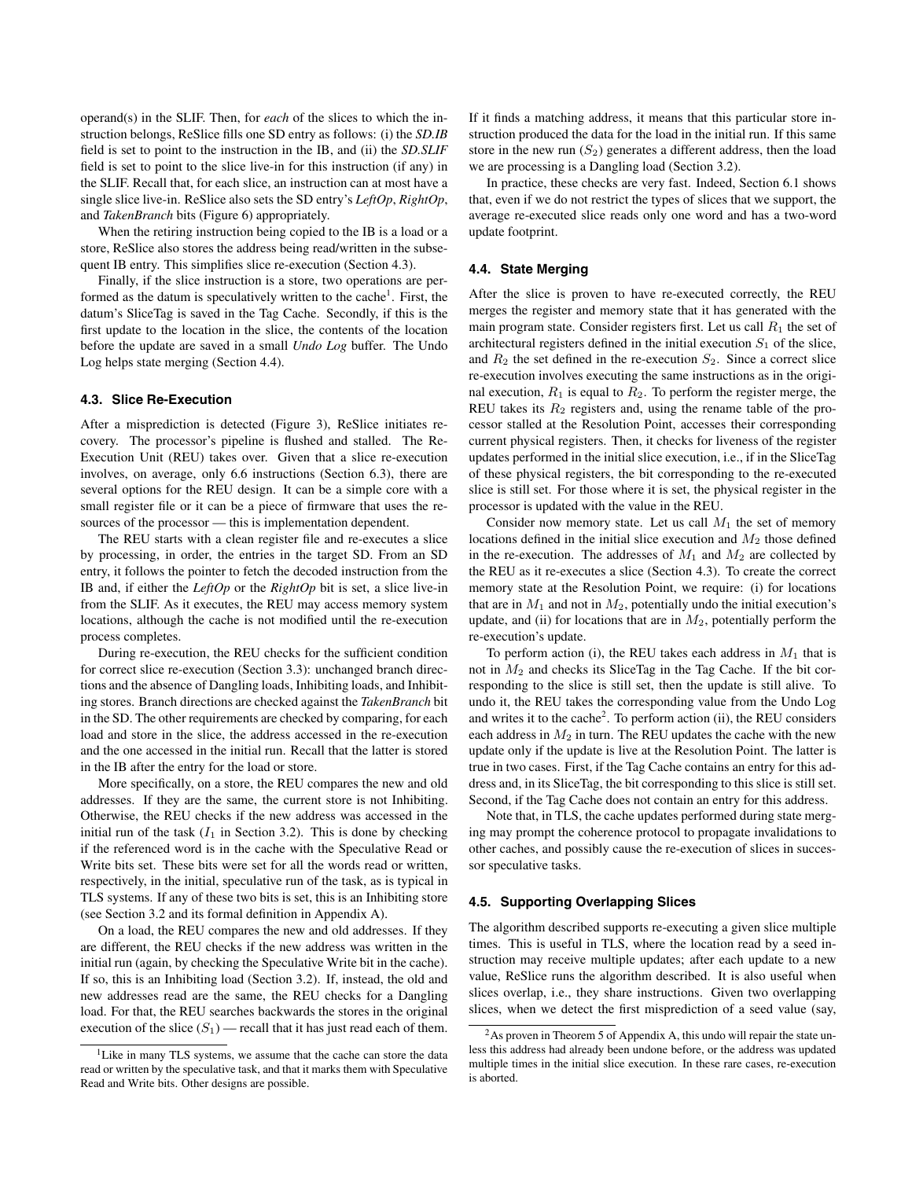operand(s) in the SLIF. Then, for *each* of the slices to which the instruction belongs, ReSlice fills one SD entry as follows: (i) the *SD.IB* field is set to point to the instruction in the IB, and (ii) the *SD.SLIF* field is set to point to the slice live-in for this instruction (if any) in the SLIF. Recall that, for each slice, an instruction can at most have a single slice live-in. ReSlice also sets the SD entry's *LeftOp*, *RightOp*, and *TakenBranch* bits (Figure 6) appropriately.

When the retiring instruction being copied to the IB is a load or a store, ReSlice also stores the address being read/written in the subsequent IB entry. This simplifies slice re-execution (Section 4.3).

Finally, if the slice instruction is a store, two operations are performed as the datum is speculatively written to the cache[1]. First, the datum's SliceTag is saved in the Tag Cache. Secondly, if this is the first update to the location in the slice, the contents of the location before the update are saved in a small *Undo Log* buffer. The Undo Log helps state merging (Section 4.4).

### 4.3. Slice Re-Execution

After a misprediction is detected (Figure 3), ReSlice initiates recovery. The processor's pipeline is flushed and stalled. The Re-Execution Unit (REU) takes over. Given that a slice re-execution involves, on average, only 6.6 instructions (Section 6.3), there are several options for the REU design. It can be a simple core with a small register file or it can be a piece of firmware that uses the resources of the processor — this is implementation dependent.

The REU starts with a clean register file and re-executes a slice by processing, in order, the entries in the target SD. From an SD entry, it follows the pointer to fetch the decoded instruction from the IB and, if either the *LeftOp* or the *RightOp* bit is set, a slice live-in from the SLIF. As it executes, the REU may access memory system locations, although the cache is not modified until the re-execution process completes.

During re-execution, the REU checks for the sufficient condition for correct slice re-execution (Section 3.3): unchanged branch directions and the absence of Dangling loads, Inhibiting loads, and Inhibiting stores. Branch directions are checked against the *TakenBranch* bit in the SD. The other requirements are checked by comparing, for each load and store in the slice, the address accessed in the re-execution and the one accessed in the initial run. Recall that the latter is stored in the IB after the entry for the load or store.

More specifically, on a store, the REU compares the new and old addresses. If they are the same, the current store is not Inhibiting. Otherwise, the REU checks if the new address was accessed in the initial run of the task ($I_1$ in Section 3.2). This is done by checking if the referenced word is in the cache with the Speculative Read or Write bits set. These bits were set for all the words read or written, respectively, in the initial, speculative run of the task, as is typical in TLS systems. If any of these two bits is set, this is an Inhibiting store (see Section 3.2 and its formal definition in Appendix A).

On a load, the REU compares the new and old addresses. If they are different, the REU checks if the new address was written in the initial run (again, by checking the Speculative Write bit in the cache). If so, this is an Inhibiting load (Section 3.2). If, instead, the old and new addresses read are the same, the REU checks for a Dangling load. For that, the REU searches backwards the stores in the original execution of the slice ($S_1$) — recall that it has just read each of them. If it finds a matching address, it means that this particular store instruction produced the data for the load in the initial run. If this same store in the new run ($S_2$) generates a different address, then the load we are processing is a Dangling load (Section 3.2).

In practice, these checks are very fast. Indeed, Section 6.1 shows that, even if we do not restrict the types of slices that we support, the average re-executed slice reads only one word and has a two-word update footprint.

### 4.4. State Merging

After the slice is proven to have re-executed correctly, the REU merges the register and memory state that it has generated with the main program state. Consider registers first. Let us call $R_1$ the set of architectural registers defined in the initial execution $S_1$ of the slice, and $R_2$ the set defined in the re-execution $S_2$. Since a correct slice re-execution involves executing the same instructions as in the original execution, $R_1$ is equal to $R_2$. To perform the register merge, the REU takes its $R_2$ registers and, using the rename table of the processor stalled at the Resolution Point, accesses their corresponding current physical registers. Then, it checks for liveness of the register updates performed in the initial slice execution, i.e., if in the SliceTag of these physical registers, the bit corresponding to the re-executed slice is still set. For those where it is set, the physical register in the processor is updated with the value in the REU.

Consider now memory state. Let us call $M_1$ the set of memory locations defined in the initial slice execution and $M_2$ those defined in the re-execution. The addresses of $M_1$ and $M_2$ are collected by the REU as it re-executes a slice (Section 4.3). To create the correct memory state at the Resolution Point, we require: (i) for locations that are in $M_1$ and not in $M_2$, potentially undo the initial execution's update, and (ii) for locations that are in $M_2$, potentially perform the re-execution's update.

To perform action (i), the REU takes each address in $M_1$ that is not in $M_2$ and checks its SliceTag in the Tag Cache. If the bit corresponding to the slice is still set, then the update is still alive. To undo it, the REU takes the corresponding value from the Undo Log and writes it to the cache[2]. To perform action (ii), the REU considers each address in $M_2$ in turn. The REU updates the cache with the new update only if the update is live at the Resolution Point. The latter is true in two cases. First, if the Tag Cache contains an entry for this address and, in its SliceTag, the bit corresponding to this slice is still set. Second, if the Tag Cache does not contain an entry for this address.

Note that, in TLS, the cache updates performed during state merging may prompt the coherence protocol to propagate invalidations to other caches, and possibly cause the re-execution of slices in successor speculative tasks.

### 4.5. Supporting Overlapping Slices

The algorithm described supports re-executing a given slice multiple times. This is useful in TLS, where the location read by a seed instruction may receive multiple updates; after each update to a new value, ReSlice runs the algorithm described. It is also useful when slices overlap, i.e., they share instructions. Given two overlapping slices, when we detect the first misprediction of a seed value (say,

---

[1] Like in many TLS systems, we assume that the cache can store the data read or written by the speculative task, and that it marks them with Speculative Read and Write bits. Other designs are possible.

[2] As proven in Theorem 5 of Appendix A, this undo will repair the state unless this address had already been undone before, or the address was updated multiple times in the initial slice execution. In these rare cases, re-execution is aborted.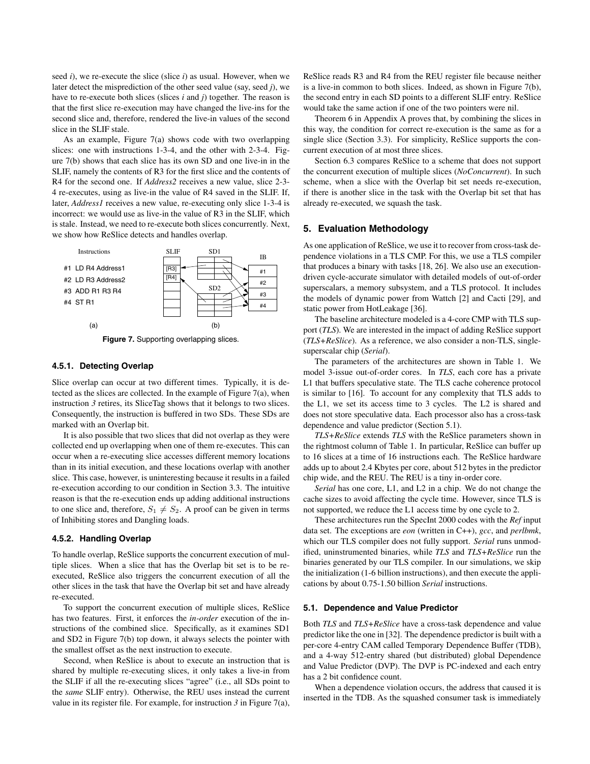seed *i*), we re-execute the slice (slice *i*) as usual. However, when we later detect the misprediction of the other seed value (say, seed *j*), we have to re-execute both slices (slices *i* and *j*) together. The reason is that the first slice re-execution may have changed the live-ins for the second slice and, therefore, rendered the live-in values of the second slice in the SLIF stale.

As an example, Figure 7(a) shows code with two overlapping slices: one with instructions 1-3-4, and the other with 2-3-4. Figure 7(b) shows that each slice has its own SD and one live-in in the SLIF, namely the contents of R3 for the first slice and the contents of R4 for the second one. If *Address2* receives a new value, slice 2-3-4 re-executes, using as live-in the value of R4 saved in the SLIF. If, later, *Address1* receives a new value, re-executing only slice 1-3-4 is incorrect: we would use as live-in the value of R3 in the SLIF, which is stale. Instead, we need to re-execute both slices concurrently. Next, we show how ReSlice detects and handles overlap.

Instructions

#1 LD R4 Address1
#2 LD R3 Address2
#3 ADD R1 R3 R4
#4 ST R1

(a)

SLIF SD1 IB
[R3]
[R4]
SD2
#1
#2
#3
#4

(b)

**Figure 7.** Supporting overlapping slices.

#### 4.5.1. Detecting Overlap

Slice overlap can occur at two different times. Typically, it is detected as the slices are collected. In the example of Figure 7(a), when instruction *3* retires, its SliceTag shows that it belongs to two slices. Consequently, the instruction is buffered in two SDs. These SDs are marked with an Overlap bit.

It is also possible that two slices that did not overlap as they were collected end up overlapping when one of them re-executes. This can occur when a re-executing slice accesses different memory locations than in its initial execution, and these locations overlap with another slice. This case, however, is uninteresting because it results in a failed re-execution according to our condition in Section 3.3. The intuitive reason is that the re-execution ends up adding additional instructions to one slice and, therefore, $S_1 \neq S_2$. A proof can be given in terms of Inhibiting stores and Dangling loads.

#### 4.5.2. Handling Overlap

To handle overlap, ReSlice supports the concurrent execution of multiple slices. When a slice that has the Overlap bit set is to be re-executed, ReSlice also triggers the concurrent execution of all the other slices in the task that have the Overlap bit set and have already re-executed.

To support the concurrent execution of multiple slices, ReSlice has two features. First, it enforces the *in-order* execution of the instructions of the combined slice. Specifically, as it examines SD1 and SD2 in Figure 7(b) top down, it always selects the pointer with the smallest offset as the next instruction to execute.

Second, when ReSlice is about to execute an instruction that is shared by multiple re-executing slices, it only takes a live-in from the SLIF if all the re-executing slices "agree" (i.e., all SDs point to the *same* SLIF entry). Otherwise, the REU uses instead the current value in its register file. For example, for instruction *3* in Figure 7(a), ReSlice reads R3 and R4 from the REU register file because neither is a live-in common to both slices. Indeed, as shown in Figure 7(b), the second entry in each SD points to a different SLIF entry. ReSlice would take the same action if one of the two pointers were nil.

Theorem 6 in Appendix A proves that, by combining the slices in this way, the condition for correct re-execution is the same as for a single slice (Section 3.3). For simplicity, ReSlice supports the concurrent execution of at most three slices.

Section 6.3 compares ReSlice to a scheme that does not support the concurrent execution of multiple slices (*NoConcurrent*). In such scheme, when a slice with the Overlap bit set needs re-execution, if there is another slice in the task with the Overlap bit set that has already re-executed, we squash the task.

## 5. Evaluation Methodology

As one application of ReSlice, we use it to recover from cross-task dependence violations in a TLS CMP. For this, we use a TLS compiler that produces a binary with tasks [18, 26]. We also use an execution-driven cycle-accurate simulator with detailed models of out-of-order superscalars, a memory subsystem, and a TLS protocol. It includes the models of dynamic power from Wattch [2] and Cacti [29], and static power from HotLeakage [36].

The baseline architecture modeled is a 4-core CMP with TLS support (*TLS*). We are interested in the impact of adding ReSlice support (*TLS+ReSlice*). As a reference, we also consider a non-TLS, single-superscalar chip (*Serial*).

The parameters of the architectures are shown in Table 1. We model 3-issue out-of-order cores. In *TLS*, each core has a private L1 that buffers speculative state. The TLS cache coherence protocol is similar to [16]. To account for any complexity that TLS adds to the L1, we set its access time to 3 cycles. The L2 is shared and does not store speculative data. Each processor also has a cross-task dependence and value predictor (Section 5.1).

*TLS+ReSlice* extends *TLS* with the ReSlice parameters shown in the rightmost column of Table 1. In particular, ReSlice can buffer up to 16 slices at a time of 16 instructions each. The ReSlice hardware adds up to about 2.4 Kbytes per core, about 512 bytes in the predictor chip wide, and the REU. The REU is a tiny in-order core.

*Serial* has one core, L1, and L2 in a chip. We do not change the cache sizes to avoid affecting the cycle time. However, since TLS is not supported, we reduce the L1 access time by one cycle to 2.

These architectures run the SpecInt 2000 codes with the *Ref* input data set. The exceptions are *eon* (written in C++), *gcc*, and *perlbmk*, which our TLS compiler does not fully support. *Serial* runs unmodified, uninstrumented binaries, while *TLS* and *TLS+ReSlice* run the binaries generated by our TLS compiler. In our simulations, we skip the initialization (1-6 billion instructions), and then execute the applications by about 0.75-1.50 billion *Serial* instructions.

### 5.1. Dependence and Value Predictor

Both *TLS* and *TLS+ReSlice* have a cross-task dependence and value predictor like the one in [32]. The dependence predictor is built with a per-core 4-entry CAM called Temporary Dependence Buffer (TDB), and a 4-way 512-entry shared (but distributed) global Dependence and Value Predictor (DVP). The DVP is PC-indexed and each entry has a 2 bit confidence count.

When a dependence violation occurs, the address that caused it is inserted in the TDB. As the squashed consumer task is immediately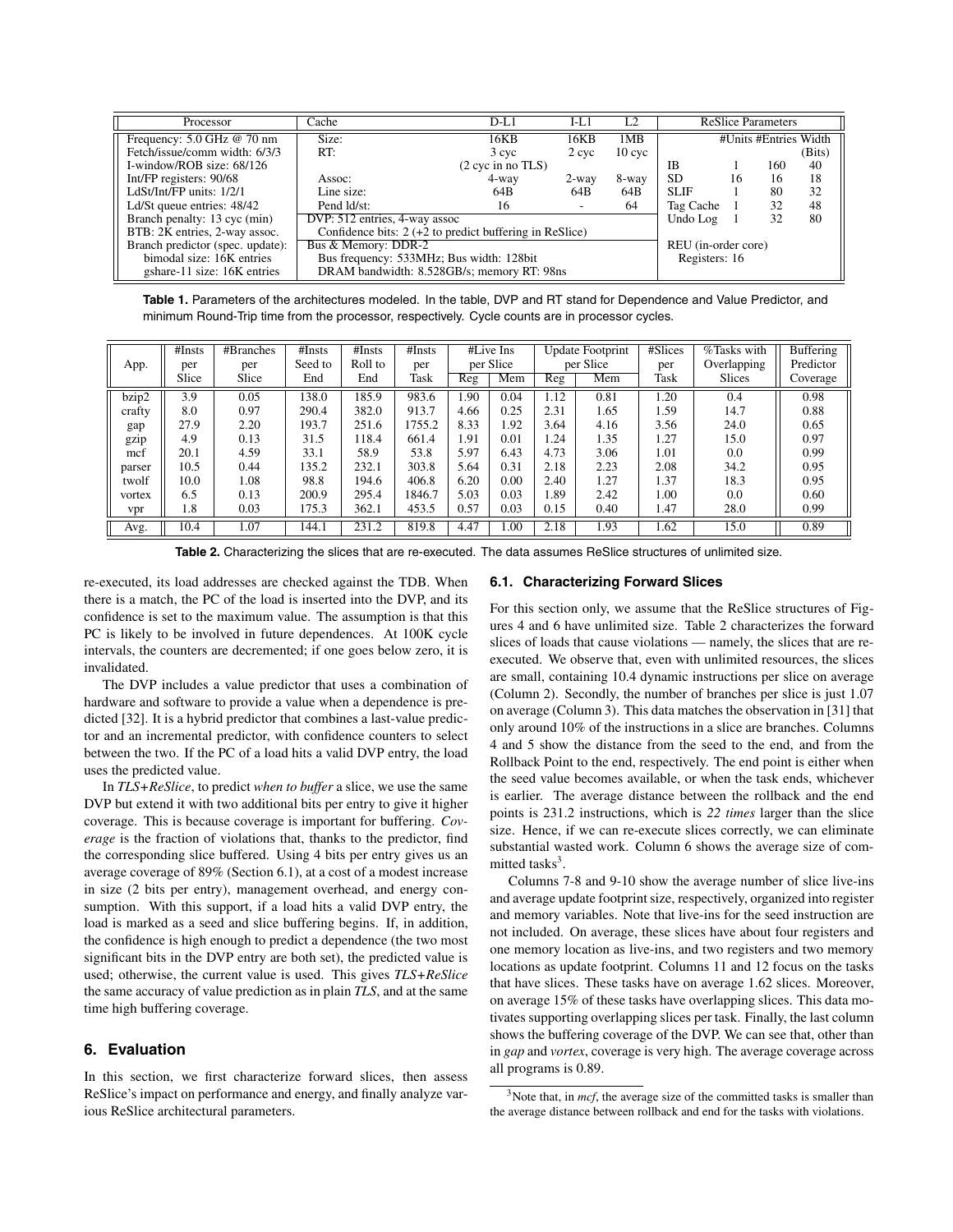| Processor | Cache | | | | ReSlice Parameters | | | |
|---|---|---|---|---|---|---|---|---|
| Frequency: 5.0 GHz @ 70 nm | Size: | 16KB | 16KB | 1MB | | #Units | #Entries | Width |
| Fetch/issue/comm width: 6/3/3 | RT: | 3 cyc | 2 cyc | 10 cyc | | | | (Bits) |
| I-window/ROB size: 68/126 | | (2 cyc in no TLS) | | | IB | 1 | 160 | 40 |
| Int/FP registers: 90/68 | Assoc: | 4-way | 2-way | 8-way | SD | 16 | 16 | 18 |
| LdSt/Int/FP units: 1/2/1 | Line size: | 64B | 64B | 64B | SLIF | 1 | 80 | 32 |
| Ld/St queue entries: 48/42 | Pend ld/st: | 16 | - | 64 | Tag Cache | 1 | 32 | 48 |
| Branch penalty: 13 cyc (min) | DVP: 512 entries, 4-way assoc | | | | Undo Log | 1 | 32 | 80 |
| BTB: 2K entries, 2-way assoc. | Confidence bits: 2 (+2 to predict buffering in ReSlice) | | | | | | | |
| Branch predictor (spec. update): | Bus & Memory: DDR-2 | | | | REU (in-order core) | | | |
| bimodal size: 16K entries | Bus frequency: 533MHz; Bus width: 128bit | | | | Registers: 16 | | | |
| gshare-11 size: 16K entries | DRAM bandwidth: 8.528GB/s; memory RT: 98ns | | | | | | | |

**Table 1.** Parameters of the architectures modeled. In the table, DVP and RT stand for Dependence and Value Predictor, and minimum Round-Trip time from the processor, respectively. Cycle counts are in processor cycles.

| App. | #Insts per Slice | #Branches per Slice | #Insts Seed to End | #Insts Roll to End | #Insts per Task | #Live Ins per Slice | | Update Footprint per Slice | | #Slices per Task | %Tasks with Overlapping Slices | Buffering Predictor Coverage |
|---|---|---|---|---|---|---|---|---|---|---|---|---|
| | | | | | | Reg | Mem | Reg | Mem | | | |
| bzip2 | 3.9 | 0.05 | 138.0 | 185.9 | 983.6 | 1.90 | 0.04 | 1.12 | 0.81 | 1.20 | 0.4 | 0.98 |
| crafty | 8.0 | 0.97 | 290.4 | 382.0 | 913.7 | 4.66 | 0.25 | 2.31 | 1.65 | 1.59 | 14.7 | 0.88 |
| gap | 27.9 | 2.20 | 193.7 | 251.6 | 1755.2 | 8.33 | 1.92 | 3.64 | 4.16 | 3.56 | 24.0 | 0.65 |
| gzip | 4.9 | 0.13 | 31.5 | 118.4 | 661.4 | 1.91 | 0.01 | 1.24 | 1.35 | 1.27 | 15.0 | 0.97 |
| mcf | 20.1 | 4.59 | 33.1 | 58.9 | 53.8 | 5.97 | 6.43 | 4.73 | 3.06 | 1.01 | 0.0 | 0.99 |
| parser | 10.5 | 0.44 | 135.2 | 232.1 | 303.8 | 5.64 | 0.31 | 2.18 | 2.23 | 2.08 | 34.2 | 0.95 |
| twolf | 10.0 | 1.08 | 98.8 | 194.6 | 406.8 | 6.20 | 0.00 | 2.40 | 1.27 | 1.37 | 18.3 | 0.95 |
| vortex | 6.5 | 0.13 | 200.9 | 295.4 | 1846.7 | 5.03 | 0.03 | 1.89 | 2.42 | 1.00 | 0.0 | 0.60 |
| vpr | 1.8 | 0.03 | 175.3 | 362.1 | 453.5 | 0.57 | 0.03 | 0.15 | 0.40 | 1.47 | 28.0 | 0.99 |
| Avg. | 10.4 | 1.07 | 144.1 | 231.2 | 819.8 | 4.47 | 1.00 | 2.18 | 1.93 | 1.62 | 15.0 | 0.89 |

**Table 2.** Characterizing the slices that are re-executed. The data assumes ReSlice structures of unlimited size.

re-executed, its load addresses are checked against the TDB. When there is a match, the PC of the load is inserted into the DVP, and its confidence is set to the maximum value. The assumption is that this PC is likely to be involved in future dependences. At 100K cycle intervals, the counters are decremented; if one goes below zero, it is invalidated.

The DVP includes a value predictor that uses a combination of hardware and software to provide a value when a dependence is predicted [32]. It is a hybrid predictor that combines a last-value predictor and an incremental predictor, with confidence counters to select between the two. If the PC of a load hits a valid DVP entry, the load uses the predicted value.

In *TLS+ReSlice*, to predict *when to buffer* a slice, we use the same DVP but extend it with two additional bits per entry to give it higher coverage. This is because coverage is important for buffering. *Coverage* is the fraction of violations that, thanks to the predictor, find the corresponding slice buffered. Using 4 bits per entry gives us an average coverage of 89% (Section 6.1), at a cost of a modest increase in size (2 bits per entry), management overhead, and energy consumption. With this support, if a load hits a valid DVP entry, the load is marked as a seed and slice buffering begins. If, in addition, the confidence is high enough to predict a dependence (the two most significant bits in the DVP entry are both set), the predicted value is used; otherwise, the current value is used. This gives *TLS+ReSlice* the same accuracy of value prediction as in plain *TLS*, and at the same time high buffering coverage.

## 6. Evaluation

In this section, we first characterize forward slices, then assess ReSlice's impact on performance and energy, and finally analyze various ReSlice architectural parameters.

### 6.1. Characterizing Forward Slices

For this section only, we assume that the ReSlice structures of Figures 4 and 6 have unlimited size. Table 2 characterizes the forward slices of loads that cause violations — namely, the slices that are re-executed. We observe that, even with unlimited resources, the slices are small, containing 10.4 dynamic instructions per slice on average (Column 2). Secondly, the number of branches per slice is just 1.07 on average (Column 3). This data matches the observation in [31] that only around 10% of the instructions in a slice are branches. Columns 4 and 5 show the distance from the seed to the end, and from the Rollback Point to the end, respectively. The end point is either when the seed value becomes available, or when the task ends, whichever is earlier. The average distance between the rollback and the end points is 231.2 instructions, which is *22 times* larger than the slice size. Hence, if we can re-execute slices correctly, we can eliminate substantial wasted work. Column 6 shows the average size of committed tasks[3].

Columns 7-8 and 9-10 show the average number of slice live-ins and average update footprint size, respectively, organized into register and memory variables. Note that live-ins for the seed instruction are not included. On average, these slices have about four registers and one memory location as live-ins, and two registers and two memory locations as update footprint. Columns 11 and 12 focus on the tasks that have slices. These tasks have on average 1.62 slices. Moreover, on average 15% of these tasks have overlapping slices. This data motivates supporting overlapping slices per task. Finally, the last column shows the buffering coverage of the DVP. We can see that, other than in *gap* and *vortex*, coverage is very high. The average coverage across all programs is 0.89.

[3] Note that, in *mcf*, the average size of the committed tasks is smaller than the average distance between rollback and end for the tasks with violations.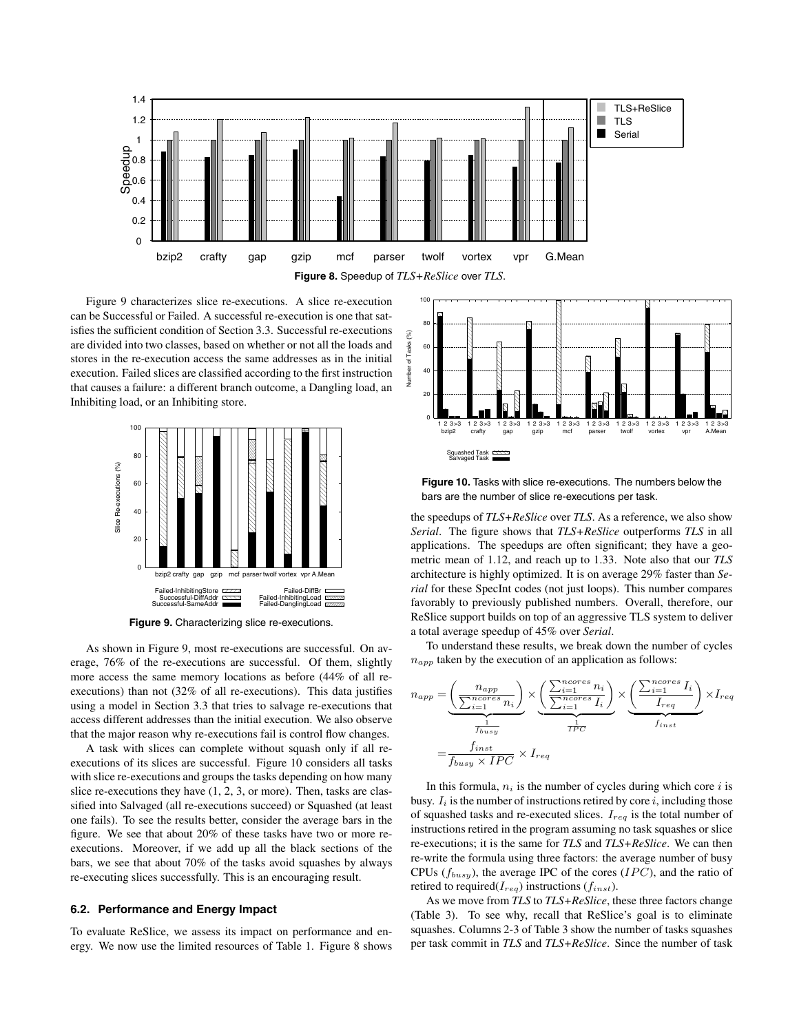1.4
1.2
1
0.8
0.6
0.4
0.2
0

Speedup

bzip2 crafty gap gzip mcf parser twolf vortex vpr G.Mean

TLS+ReSlice
TLS
Serial

**Figure 8.** Speedup of *TLS+ReSlice* over *TLS*.

Figure 9 characterizes slice re-executions. A slice re-execution can be Successful or Failed. A successful re-execution is one that satisfies the sufficient condition of Section 3.3. Successful re-executions are divided into two classes, based on whether or not all the loads and stores in the re-execution access the same addresses as in the initial execution. Failed slices are classified according to the first instruction that causes a failure: a different branch outcome, a Dangling load, an Inhibiting load, or an Inhibiting store.

100
80
60
40
20
0

Slice Re-executions (%)

bzip2 crafty gap gzip mcf parser twolf vortex vpr A.Mean

Failed-InhibitingStore
Successful-DiffAddr
Successful-SameAddr
Failed-DiffBr
Failed-InhibitingLoad
Failed-DanglingLoad

**Figure 9.** Characterizing slice re-executions.

As shown in Figure 9, most re-executions are successful. On average, 76% of the re-executions are successful. Of them, slightly more access the same memory locations as before (44% of all re-executions) than not (32% of all re-executions). This data justifies using a model in Section 3.3 that tries to salvage re-executions that access different addresses than the initial execution. We also observe that the major reason why re-executions fail is control flow changes.

A task with slices can complete without squash only if all re-executions of its slices are successful. Figure 10 considers all tasks with slice re-executions and groups the tasks depending on how many slice re-executions they have (1, 2, 3, or more). Then, tasks are classified into Salvaged (all re-executions succeed) or Squashed (at least one fails). To see the results better, consider the average bars in the figure. We see that about 20% of these tasks have two or more re-executions. Moreover, if we add up all the black sections of the bars, we see that about 70% of the tasks avoid squashes by always re-executing slices successfully. This is an encouraging result.

### 6.2. Performance and Energy Impact

To evaluate ReSlice, we assess its impact on performance and energy. We now use the limited resources of Table 1. Figure 8 shows

100
80
60
40
20
0

Number of Tasks (%)

1 2 3 >3 (bzip2) 1 2 3 >3 (crafty) 1 2 3 >3 (gap) 1 2 3 >3 (gzip) 1 2 3 >3 (mcf) 1 2 3 >3 (parser) 1 2 3 >3 (twolf) 1 2 3 >3 (vortex) 1 2 3 >3 (vpr) 1 2 3 >3 (A.Mean)

Squashed Task
Salvaged Task

**Figure 10.** Tasks with slice re-executions. The numbers below the bars are the number of slice re-executions per task.

the speedups of *TLS+ReSlice* over *TLS*. As a reference, we also show *Serial*. The figure shows that *TLS+ReSlice* outperforms *TLS* in all applications. The speedups are often significant; they have a geometric mean of 1.12, and reach up to 1.33. Note also that our *TLS* architecture is highly optimized. It is on average 29% faster than *Serial* for these SpecInt codes (not just loops). This number compares favorably to previously published numbers. Overall, therefore, our ReSlice support builds on top of an aggressive TLS system to deliver a total average speedup of 45% over *Serial*.

To understand these results, we break down the number of cycles $n_{app}$ taken by the execution of an application as follows:

$$
\begin{aligned}
n_{app} &= \underbrace{\left(\frac{n_{app}}{\sum_{i=1}^{ncores} n_i}\right)}_{\frac{1}{f_{busy}}} \times \underbrace{\left(\frac{\sum_{i=1}^{ncores} n_i}{\sum_{i=1}^{ncores} I_i}\right)}_{\frac{1}{IPC}} \times \underbrace{\left(\frac{\sum_{i=1}^{ncores} I_i}{I_{req}}\right)}_{f_{inst}} \times I_{req} \\
&= \frac{f_{inst}}{f_{busy} \times IPC} \times I_{req}
\end{aligned}
$$

In this formula, $n_i$ is the number of cycles during which core $i$ is busy. $I_i$ is the number of instructions retired by core $i$, including those of squashed tasks and re-executed slices. $I_{req}$ is the total number of instructions retired in the program assuming no task squashes or slice re-executions; it is the same for *TLS* and *TLS+ReSlice*. We can then re-write the formula using three factors: the average number of busy CPUs ($f_{busy}$), the average IPC of the cores ($IPC$), and the ratio of retired to required($I_{req}$) instructions ($f_{inst}$).

As we move from *TLS* to *TLS+ReSlice*, these three factors change (Table 3). To see why, recall that ReSlice's goal is to eliminate squashes. Columns 2-3 of Table 3 show the number of tasks squashes per task commit in *TLS* and *TLS+ReSlice*. Since the number of task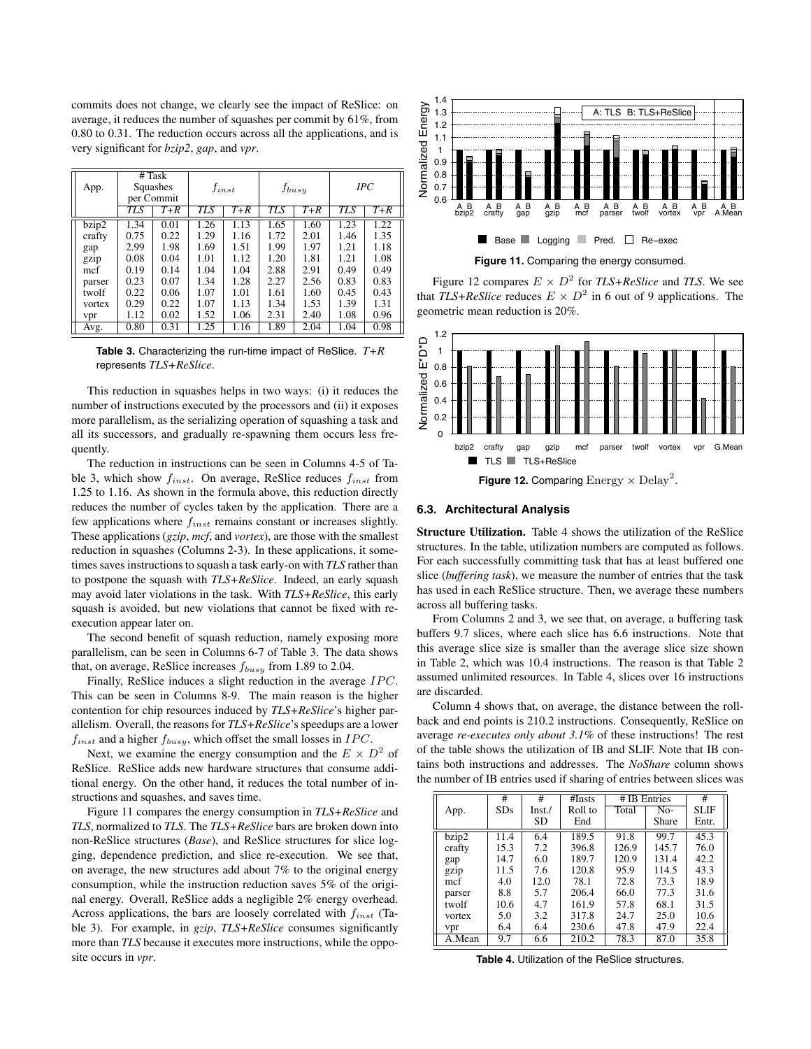commits does not change, we clearly see the impact of ReSlice: on average, it reduces the number of squashes per commit by 61%, from 0.80 to 0.31. The reduction occurs across all the applications, and is very significant for *bzip2*, *gap*, and *vpr*.

| App. | # Task Squashes per Commit | | $f_{inst}$ | | $f_{busy}$ | | *IPC* | |
|---|---|---|---|---|---|---|---|---|
| | *TLS* | *T+R* | *TLS* | *T+R* | *TLS* | *T+R* | *TLS* | *T+R* |
| bzip2 | 1.34 | 0.01 | 1.26 | 1.13 | 1.65 | 1.60 | 1.23 | 1.22 |
| crafty | 0.75 | 0.22 | 1.29 | 1.16 | 1.72 | 2.01 | 1.46 | 1.35 |
| gap | 2.99 | 1.98 | 1.69 | 1.51 | 1.99 | 1.97 | 1.21 | 1.18 |
| gzip | 0.08 | 0.04 | 1.01 | 1.12 | 1.20 | 1.81 | 1.21 | 1.08 |
| mcf | 0.19 | 0.14 | 1.04 | 1.04 | 2.88 | 2.91 | 0.49 | 0.49 |
| parser | 0.23 | 0.07 | 1.34 | 1.28 | 2.27 | 2.56 | 0.83 | 0.83 |
| twolf | 0.22 | 0.06 | 1.07 | 1.01 | 1.61 | 1.60 | 0.45 | 0.43 |
| vortex | 0.29 | 0.22 | 1.07 | 1.13 | 1.34 | 1.53 | 1.39 | 1.31 |
| vpr | 1.12 | 0.02 | 1.52 | 1.06 | 2.31 | 2.40 | 1.08 | 0.96 |
| Avg. | 0.80 | 0.31 | 1.25 | 1.16 | 1.89 | 2.04 | 1.04 | 0.98 |

**Table 3.** Characterizing the run-time impact of ReSlice. *T+R* represents *TLS+ReSlice*.

This reduction in squashes helps in two ways: (i) it reduces the number of instructions executed by the processors and (ii) it exposes more parallelism, as the serializing operation of squashing a task and all its successors, and gradually re-spawning them occurs less frequently.

The reduction in instructions can be seen in Columns 4-5 of Table 3, which show $f_{inst}$. On average, ReSlice reduces $f_{inst}$ from 1.25 to 1.16. As shown in the formula above, this reduction directly reduces the number of cycles taken by the application. There are a few applications where $f_{inst}$ remains constant or increases slightly. These applications (*gzip*, *mcf*, and *vortex*), are those with the smallest reduction in squashes (Columns 2-3). In these applications, it sometimes saves instructions to squash a task early-on with *TLS* rather than to postpone the squash with *TLS+ReSlice*. Indeed, an early squash may avoid later violations in the task. With *TLS+ReSlice*, this early squash is avoided, but new violations that cannot be fixed with re-execution appear later on.

The second benefit of squash reduction, namely exposing more parallelism, can be seen in Columns 6-7 of Table 3. The data shows that, on average, ReSlice increases $f_{busy}$ from 1.89 to 2.04.

Finally, ReSlice induces a slight reduction in the average $IPC$. This can be seen in Columns 8-9. The main reason is the higher contention for chip resources induced by *TLS+ReSlice*'s higher parallelism. Overall, the reasons for *TLS+ReSlice*'s speedups are a lower $f_{inst}$ and a higher $f_{busy}$, which offset the small losses in $IPC$.

Next, we examine the energy consumption and the $E \times D^2$ of ReSlice. ReSlice adds new hardware structures that consume additional energy. On the other hand, it reduces the total number of instructions and squashes, and saves time.

Figure 11 compares the energy consumption in *TLS+ReSlice* and *TLS*, normalized to *TLS*. The *TLS+ReSlice* bars are broken down into non-ReSlice structures (*Base*), and ReSlice structures for slice logging, dependence prediction, and slice re-execution. We see that, on average, the new structures add about 7% to the original energy consumption, while the instruction reduction saves 5% of the original energy. Overall, ReSlice adds a negligible 2% energy overhead. Across applications, the bars are loosely correlated with $f_{inst}$ (Table 3). For example, in *gzip*, *TLS+ReSlice* consumes significantly more than *TLS* because it executes more instructions, while the opposite occurs in *vpr*.

Normalized Energy
1.4
1.3
1.2
1.1
1
0.9
0.8
0.7
0.6
A: TLS B: TLS+ReSlice
A B bzip2 A B crafty A B gap A B gzip A B mcf A B parser A B twolf A B vortex A B vpr A B A.Mean
Base Logging Pred. Re−exec

**Figure 11.** Comparing the energy consumed.

Figure 12 compares $E \times D^2$ for *TLS+ReSlice* and *TLS*. We see that *TLS+ReSlice* reduces $E \times D^2$ in 6 out of 9 applications. The geometric mean reduction is 20%.

Normalized E\*D\*D
1.2
1
0.8
0.6
0.4
0.2
0
bzip2 crafty gap gzip mcf parser twolf vortex vpr G.Mean
TLS TLS+ReSlice

**Figure 12.** Comparing $\text{Energy} \times \text{Delay}^2$.

### 6.3. Architectural Analysis

**Structure Utilization.** Table 4 shows the utilization of the ReSlice structures. In the table, utilization numbers are computed as follows. For each successfully committing task that has at least buffered one slice (*buffering task*), we measure the number of entries that the task has used in each ReSlice structure. Then, we average these numbers across all buffering tasks.

From Columns 2 and 3, we see that, on average, a buffering task buffers 9.7 slices, where each slice has 6.6 instructions. Note that this average slice size is smaller than the average slice size shown in Table 2, which was 10.4 instructions. The reason is that Table 2 assumed unlimited resources. In Table 4, slices over 16 instructions are discarded.

Column 4 shows that, on average, the distance between the rollback and end points is 210.2 instructions. Consequently, ReSlice on average *re-executes only about 3.1%* of these instructions! The rest of the table shows the utilization of IB and SLIF. Note that IB contains both instructions and addresses. The *NoShare* column shows the number of IB entries used if sharing of entries between slices was

| App. | # SDs | # Inst./ SD | #Insts Roll to End | # IB Entries | | # SLIF Entr. |
|---|---|---|---|---|---|---|
| | | | | Total | No-Share | |
| bzip2 | 11.4 | 6.4 | 189.5 | 91.8 | 99.7 | 45.3 |
| crafty | 15.3 | 7.2 | 396.8 | 126.9 | 145.7 | 76.0 |
| gap | 14.7 | 6.0 | 189.7 | 120.9 | 131.4 | 42.2 |
| gzip | 11.5 | 7.6 | 120.8 | 95.9 | 114.5 | 43.3 |
| mcf | 4.0 | 12.0 | 78.1 | 72.8 | 73.3 | 18.9 |
| parser | 8.8 | 5.7 | 206.4 | 66.0 | 77.3 | 31.6 |
| twolf | 10.6 | 4.7 | 161.9 | 57.8 | 68.1 | 31.5 |
| vortex | 5.0 | 3.2 | 317.8 | 24.7 | 25.0 | 10.6 |
| vpr | 6.4 | 6.4 | 230.6 | 47.8 | 47.9 | 22.4 |
| A.Mean | 9.7 | 6.6 | 210.2 | 78.3 | 87.0 | 35.8 |

**Table 4.** Utilization of the ReSlice structures.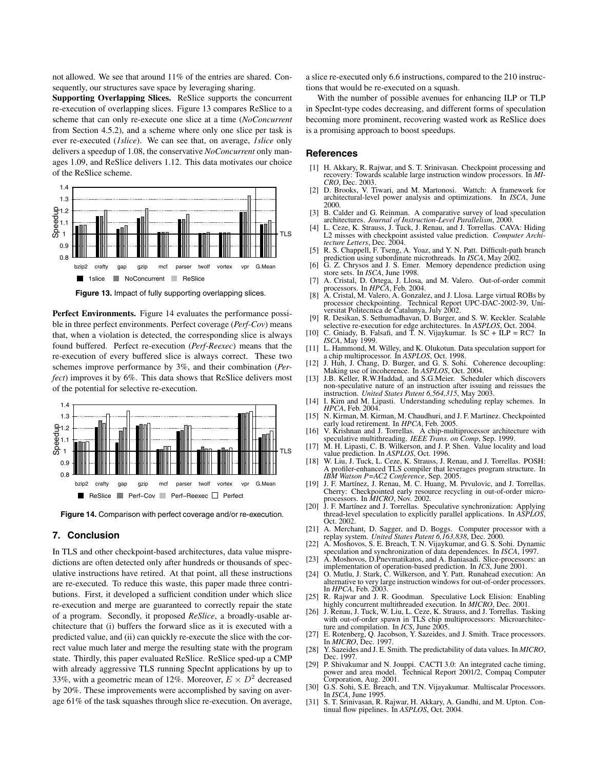not allowed. We see that around 11% of the entries are shared. Consequently, our structures save space by leveraging sharing.

**Supporting Overlapping Slices.** ReSlice supports the concurrent re-execution of overlapping slices. Figure 13 compares ReSlice to a scheme that can only re-execute one slice at a time (*NoConcurrent* from Section 4.5.2), and a scheme where only one slice per task is ever re-executed (*1slice*). We can see that, on average, *1slice* only delivers a speedup of 1.08, the conservative *NoConcurrent* only manages 1.09, and ReSlice delivers 1.12. This data motivates our choice of the ReSlice scheme.

Speedup
1.4
1.3
1.2
1.1
1
0.9
0.8
TLS
bzip2 crafty gap gzip mcf parser twolf vortex vpr G.Mean
1slice NoConcurrent ReSlice

**Figure 13.** Impact of fully supporting overlapping slices.

**Perfect Environments.** Figure 14 evaluates the performance possible in three perfect environments. Perfect coverage (*Perf-Cov*) means that, when a violation is detected, the corresponding slice is always found buffered. Perfect re-execution (*Perf-Reexec*) means that the re-execution of every buffered slice is always correct. These two schemes improve performance by 3%, and their combination (*Perfect*) improves it by 6%. This data shows that ReSlice delivers most of the potential for selective re-execution.

Speedup
1.4
1.3
1.2
1.1
1
0.9
0.8
TLS
bzip2 crafty gap gzip mcf parser twolf vortex vpr G.Mean
ReSlice Perf−Cov Perf−Reexec Perfect

**Figure 14.** Comparison with perfect coverage and/or re-execution.

## 7. Conclusion

In TLS and other checkpoint-based architectures, data value mispredictions are often detected only after hundreds or thousands of speculative instructions have retired. At that point, all these instructions are re-executed. To reduce this waste, this paper made three contributions. First, it developed a sufficient condition under which slice re-execution and merge are guaranteed to correctly repair the state of a program. Secondly, it proposed *ReSlice*, a broadly-usable architecture that (i) buffers the forward slice as it is executed with a predicted value, and (ii) can quickly re-execute the slice with the correct value much later and merge the resulting state with the program state. Thirdly, this paper evaluated ReSlice. ReSlice sped-up a CMP with already aggressive TLS running SpecInt applications by up to 33%, with a geometric mean of 12%. Moreover, $E \times D^2$ decreased by 20%. These improvements were accomplished by saving on average 61% of the task squashes through slice re-execution. On average, a slice re-executed only 6.6 instructions, compared to the 210 instructions that would be re-executed on a squash.

With the number of possible avenues for enhancing ILP or TLP in SpecInt-type codes decreasing, and different forms of speculation becoming more prominent, recovering wasted work as ReSlice does is a promising approach to boost speedups.

## References

[1] H. Akkary, R. Rajwar, and S. T. Srinivasan. Checkpoint processing and recovery: Towards scalable large instruction window processors. In *MICRO*, Dec. 2003.

[2] D. Brooks, V. Tiwari, and M. Martonosi. Wattch: A framework for architectural-level power analysis and optimizations. In *ISCA*, June 2000.

[3] B. Calder and G. Reinman. A comparative survey of load speculation architectures. *Journal of Instruction-Level Parallelism*, 2000.

[4] L. Ceze, K. Strauss, J. Tuck, J. Renau, and J. Torrellas. CAVA: Hiding L2 misses with checkpoint assisted value prediction. *Computer Architecture Letters*, Dec. 2004.

[5] R. S. Chappell, F. Tseng, A. Yoaz, and Y. N. Patt. Difficult-path branch prediction using subordinate microthreads. In *ISCA*, May 2002.

[6] G. Z. Chrysos and J. S. Emer. Memory dependence prediction using store sets. In *ISCA*, June 1998.

[7] A. Cristal, D. Ortega, J. Llosa, and M. Valero. Out-of-order commit processors. In *HPCA*, Feb. 2004.

[8] A. Cristal, M. Valero, A. Gonzalez, and J. Llosa. Large virtual ROBs by processor checkpointing. Technical Report UPC-DAC-2002-39, Universitat Politecnica de Catalunya, July 2002.

[9] R. Desikan, S. Sethumadhavan, D. Burger, and S. W. Keckler. Scalable selective re-execution for edge architectures. In *ASPLOS*, Oct. 2004.

[10] C. Gniady, B. Falsafi, and T. N. Vijaykumar. Is SC + ILP = RC? In *ISCA*, May 1999.

[11] L. Hammond, M. Willey, and K. Olukotun. Data speculation support for a chip multiprocessor. In *ASPLOS*, Oct. 1998.

[12] J. Huh, J. Chang, D. Burger, and G. S. Sohi. Coherence decoupling: Making use of incoherence. In *ASPLOS*, Oct. 2004.

[13] J.B. Keller, R.W.Haddad, and S.G.Meier. Scheduler which discovers non-speculative nature of an instruction after issuing and reissues the instruction. *United States Patent 6,564,315*, May 2003.

[14] I. Kim and M. Lipasti. Understanding scheduling replay schemes. In *HPCA*, Feb. 2004.

[15] N. Kirman, M. Kirman, M. Chaudhuri, and J. F. Martinez. Checkpointed early load retirement. In *HPCA*, Feb. 2005.

[16] V. Krishnan and J. Torrellas. A chip-multiprocessor architecture with speculative multithreading. *IEEE Trans. on Comp*, Sep. 1999.

[17] M. H. Lipasti, C. B. Wilkerson, and J. P. Shen. Value locality and load value prediction. In *ASPLOS*, Oct. 1996.

[18] W. Liu, J. Tuck, L. Ceze, K. Strauss, J. Renau, and J. Torrellas. POSH: A profiler-enhanced TLS compiler that leverages program structure. In *IBM Watson P=AC2 Conference*, Sep. 2005.

[19] J. F. Martínez, J. Renau, M. C. Huang, M. Prvulovic, and J. Torrellas. Cherry: Checkpointed early resource recycling in out-of-order microprocessors. In *MICRO*, Nov. 2002.

[20] J. F. Martínez and J. Torrellas. Speculative synchronization: Applying thread-level speculation to explicitly parallel applications. In *ASPLOS*, Oct. 2002.

[21] A. Merchant, D. Sagger, and D. Boggs. Computer processor with a replay system. *United States Patent 6,163,838*, Dec. 2000.

[22] A. Moshovos, S. E. Breach, T. N. Vijaykumar, and G. S. Sohi. Dynamic speculation and synchronization of data dependences. In *ISCA*, 1997.

[23] A. Moshovos, D.Pnevmatikatos, and A. Baniasadi. Slice-processors: an implementation of operation-based prediction. In *ICS*, June 2001.

[24] O. Mutlu, J. Stark, C. Wilkerson, and Y. Patt. Runahead execution: An alternative to very large instruction windows for out-of-order processors. In *HPCA*, Feb. 2003.

[25] R. Rajwar and J. R. Goodman. Speculative Lock Elision: Enabling highly concurrent multithreaded execution. In *MICRO*, Dec. 2001.

[26] J. Renau, J. Tuck, W. Liu, L. Ceze, K. Strauss, and J. Torrellas. Tasking with out-of-order spawn in TLS chip multiprocessors: Microarchitecture and compilation. In *ICS*, June 2005.

[27] E. Rotenberg, Q. Jacobson, Y. Sazeides, and J. Smith. Trace processors. In *MICRO*, Dec. 1997.

[28] Y. Sazeides and J. E. Smith. The predictability of data values. In *MICRO*, Dec. 1997.

[29] P. Shivakumar and N. Jouppi. CACTI 3.0: An integrated cache timing, power and area model. Technical Report 2001/2, Compaq Computer Corporation, Aug. 2001.

[30] G.S. Sohi, S.E. Breach, and T.N. Vijayakumar. Multiscalar Processors. In *ISCA*, June 1995.

[31] S. T. Srinivasan, R. Rajwar, H. Akkary, A. Gandhi, and M. Upton. Continual flow pipelines. In *ASPLOS*, Oct. 2004.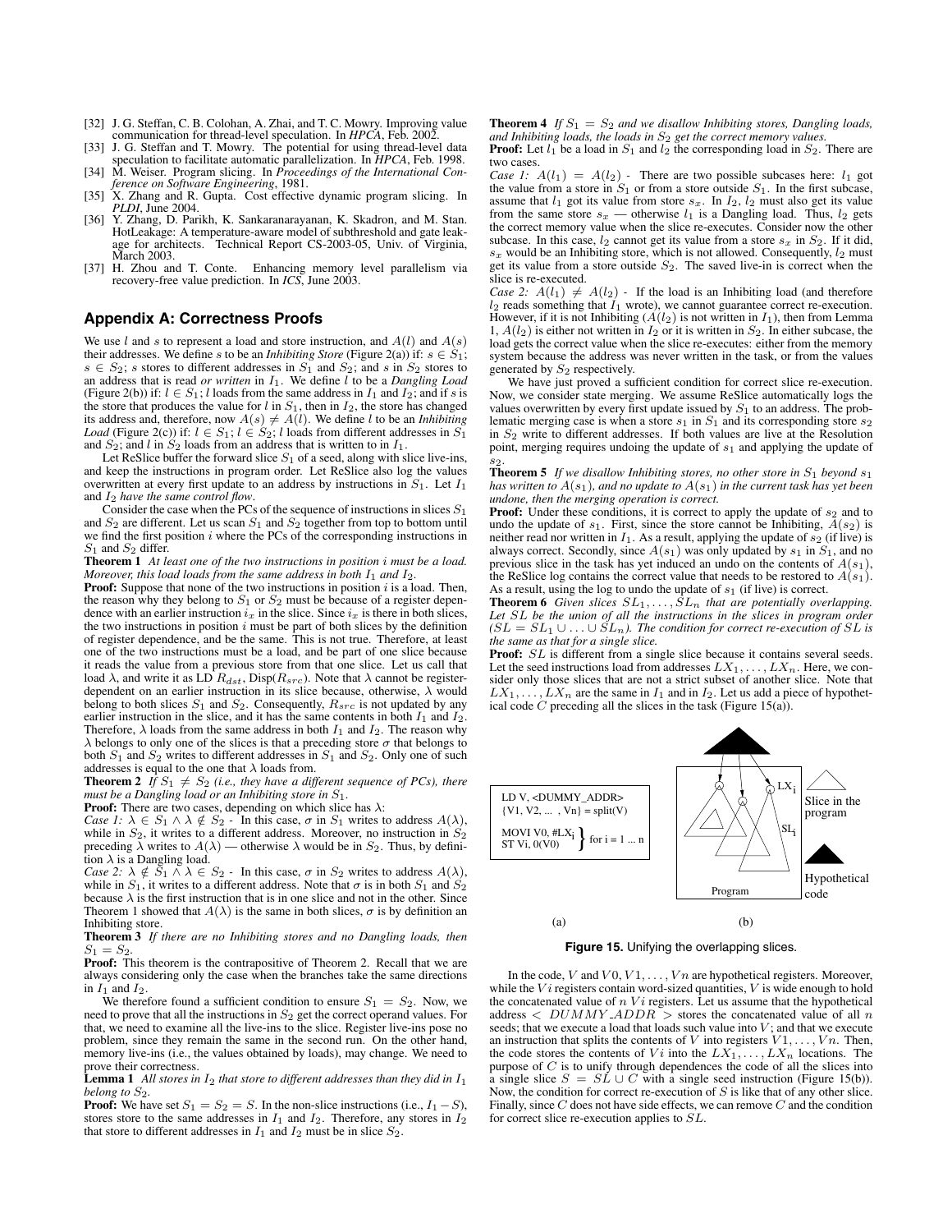[32] J. G. Steffan, C. B. Colohan, A. Zhai, and T. C. Mowry. Improving value communication for thread-level speculation. In *HPCA*, Feb. 2002.

[33] J. G. Steffan and T. Mowry. The potential for using thread-level data speculation to facilitate automatic parallelization. In *HPCA*, Feb. 1998.

[34] M. Weiser. Program slicing. In *Proceedings of the International Conference on Software Engineering*, 1981.

[35] X. Zhang and R. Gupta. Cost effective dynamic program slicing. In *PLDI*, June 2004.

[36] Y. Zhang, D. Parikh, K. Sankaranarayanan, K. Skadron, and M. Stan. HotLeakage: A temperature-aware model of subthreshold and gate leakage for architects. Technical Report CS-2003-05, Univ. of Virginia, March 2003.

[37] H. Zhou and T. Conte. Enhancing memory level parallelism via recovery-free value prediction. In *ICS*, June 2003.

## Appendix A: Correctness Proofs

We use $l$ and $s$ to represent a load and store instruction, and $A(l)$ and $A(s)$ their addresses. We define $s$ to be an *Inhibiting Store* (Figure 2(a)) if: $s \in S_1$; $s \in S_2$; $s$ stores to different addresses in $S_1$ and $S_2$; and $s$ in $S_2$ stores to an address that is read *or written* in $I_1$. We define $l$ to be a *Dangling Load* (Figure 2(b)) if: $l \in S_1$; $l$ loads from the same address in $I_1$ and $I_2$; and if $s$ is the store that produces the value for $l$ in $S_1$, then in $I_2$, the store has changed its address and, therefore, now $A(s) \neq A(l)$. We define $l$ to be an *Inhibiting Load* (Figure 2(c)) if: $l \in S_1$; $l \in S_2$; $l$ loads from different addresses in $S_1$ and $S_2$; and $l$ in $S_2$ loads from an address that is written to in $I_1$.

Let ReSlice buffer the forward slice $S_1$ of a seed, along with slice live-ins, and keep the instructions in program order. Let ReSlice also log the values overwritten at every first update to an address by instructions in $S_1$. Let $I_1$ and $I_2$ *have the same control flow*.

Consider the case when the PCs of the sequence of instructions in slices $S_1$ and $S_2$ are different. Let us scan $S_1$ and $S_2$ together from top to bottom until we find the first position $i$ where the PCs of the corresponding instructions in $S_1$ and $S_2$ differ.

**Theorem 1** *At least one of the two instructions in position $i$ must be a load. Moreover, this load loads from the same address in both $I_1$ and $I_2$.*

**Proof:** Suppose that none of the two instructions in position $i$ is a load. Then, the reason why they belong to $S_1$ or $S_2$ must be because of a register dependence with an earlier instruction $i_x$ in the slice. Since $i_x$ is there in both slices, the two instructions in position $i$ must be part of both slices by the definition of register dependence, and be the same. This is not true. Therefore, at least one of the two instructions must be a load, and be part of one slice because it reads the value from a previous store from that one slice. Let us call that load $\lambda$, and write it as LD $R_{dst}$, Disp($R_{src}$). Note that $\lambda$ cannot be register-dependent on an earlier instruction in its slice because, otherwise, $\lambda$ would belong to both slices $S_1$ and $S_2$. Consequently, $R_{src}$ is not updated by any earlier instruction in the slice, and it has the same contents in both $I_1$ and $I_2$. Therefore, $\lambda$ loads from the same address in both $I_1$ and $I_2$. The reason why $\lambda$ belongs to only one of the slices is that a preceding store $\sigma$ that belongs to both $S_1$ and $S_2$ writes to different addresses in $S_1$ and $S_2$. Only one of such addresses is equal to the one that $\lambda$ loads from.

**Theorem 2** *If $S_1 \neq S_2$ (i.e., they have a different sequence of PCs), there must be a Dangling load or an Inhibiting store in $S_1$.*

**Proof:** There are two cases, depending on which slice has $\lambda$:

*Case 1:* $\lambda \in S_1 \wedge \lambda \notin S_2$ - In this case, $\sigma$ in $S_1$ writes to address $A(\lambda)$, while in $S_2$, it writes to a different address. Moreover, no instruction in $S_2$ preceding $\lambda$ writes to $A(\lambda)$ — otherwise $\lambda$ would be in $S_2$. Thus, by definition $\lambda$ is a Dangling load.

*Case 2:* $\lambda \notin S_1 \wedge \lambda \in S_2$ - In this case, $\sigma$ in $S_2$ writes to address $A(\lambda)$, while in $S_1$, it writes to a different address. Note that $\sigma$ is in both $S_1$ and $S_2$ because $\lambda$ is the first instruction that is in one slice and not in the other. Since Theorem 1 showed that $A(\lambda)$ is the same in both slices, $\sigma$ is by definition an Inhibiting store.

**Theorem 3** *If there are no Inhibiting stores and no Dangling loads, then $S_1 = S_2$.*

**Proof:** This theorem is the contrapositive of Theorem 2. Recall that we are always considering only the case when the branches take the same directions in $I_1$ and $I_2$.

We therefore found a sufficient condition to ensure $S_1 = S_2$. Now, we need to prove that all the instructions in $S_2$ get the correct operand values. For that, we need to examine all the live-ins to the slice. Register live-ins pose no problem, since they remain the same in the second run. On the other hand, memory live-ins (i.e., the values obtained by loads), may change. We need to prove their correctness.

**Lemma 1** *All stores in $I_2$ that store to different addresses than they did in $I_1$ belong to $S_2$.*

**Proof:** We have set $S_1 = S_2 = S$. In the non-slice instructions (i.e., $I_1 - S$), stores store to the same addresses in $I_1$ and $I_2$. Therefore, any stores in $I_2$ that store to different addresses in $I_1$ and $I_2$ must be in slice $S_2$.

**Theorem 4** *If $S_1 = S_2$ and we disallow Inhibiting stores, Dangling loads, and Inhibiting loads, the loads in $S_2$ get the correct memory values.*

**Proof:** Let $l_1$ be a load in $S_1$ and $l_2$ the corresponding load in $S_2$. There are two cases.

*Case 1:* $A(l_1) = A(l_2)$ - There are two possible subcases here: $l_1$ got the value from a store in $S_1$ or from a store outside $S_1$. In the first subcase, assume that $l_1$ got its value from store $s_x$. In $I_2$, $l_2$ must also get its value from the same store $s_x$ — otherwise $l_1$ is a Dangling load. Thus, $l_2$ gets the correct memory value when the slice re-executes. Consider now the other subcase. In this case, $l_2$ cannot get its value from a store $s_x$ in $S_2$. If it did, $s_x$ would be an Inhibiting store, which is not allowed. Consequently, $l_2$ must get its value from a store outside $S_2$. The saved live-in is correct when the slice is re-executed.

*Case 2:* $A(l_1) \neq A(l_2)$ - If the load is an Inhibiting load (and therefore $l_2$ reads something that $I_1$ wrote), we cannot guarantee correct re-execution. However, if it is not Inhibiting ($A(l_2)$ is not written in $I_1$), then from Lemma 1, $A(l_2)$ is either not written in $I_2$ or it is written in $S_2$. In either subcase, the load gets the correct value when the slice re-executes: either from the memory system because the address was never written in the task, or from the values generated by $S_2$ respectively.

We have just proved a sufficient condition for correct slice re-execution. Now, we consider state merging. We assume ReSlice automatically logs the values overwritten by every first update issued by $S_1$ to an address. The problematic merging case is when a store $s_1$ in $S_1$ and its corresponding store $s_2$ in $S_2$ write to different addresses. If both values are live at the Resolution point, merging requires undoing the update of $s_1$ and applying the update of $s_2$.

**Theorem 5** *If we disallow Inhibiting stores, no other store in $S_1$ beyond $s_1$ has written to $A(s_1)$, and no update to $A(s_1)$ in the current task has yet been undone, then the merging operation is correct.*

**Proof:** Under these conditions, it is correct to apply the update of $s_2$ and to undo the update of $s_1$. First, since the store cannot be Inhibiting, $A(s_2)$ is neither read nor written in $I_1$. As a result, applying the update of $s_2$ (if live) is always correct. Secondly, since $A(s_1)$ was only updated by $s_1$ in $S_1$, and no previous slice in the task has yet induced an undo on the contents of $A(s_1)$, the ReSlice log contains the correct value that needs to be restored to $A(s_1)$. As a result, using the log to undo the update of $s_1$ (if live) is correct.

**Theorem 6** *Given slices $SL_1, \ldots, SL_n$ that are potentially overlapping. Let $SL$ be the union of all the instructions in the slices in program order ($SL = SL_1 \cup \ldots \cup SL_n$). The condition for correct re-execution of $SL$ is the same as that for a single slice.*

**Proof:** $SL$ is different from a single slice because it contains several seeds. Let the seed instructions load from addresses $LX_1, \ldots, LX_n$. Here, we consider only those slices that are not a strict subset of another slice. Note that $LX_1, \ldots, LX_n$ are the same in $I_1$ and $I_2$. Let us add a piece of hypothetical code $C$ preceding all the slices in the task (Figure 15(a)).

```
LD V, <DUMMY_ADDR>
{V1, V2, ... , Vn} = split(V)

MOVI V0, #LXi  }
ST Vi, 0(V0)   } for i = 1 ... n
```

(a)

LXi
SLi
Program
Slice in the program
Hypothetical code

(b)

**Figure 15.** Unifying the overlapping slices.

In the code, $V$ and $V0, V1, \ldots, Vn$ are hypothetical registers. Moreover, while the $Vi$ registers contain word-sized quantities, $V$ is wide enough to hold the concatenated value of $n$ $Vi$ registers. Let us assume that the hypothetical address $<DUMMY\_ADDR>$ stores the concatenated value of all $n$ seeds; that we execute a load that loads such value into $V$; and that we execute an instruction that splits the contents of $V$ into registers $V1, \ldots, Vn$. Then, the code stores the contents of $Vi$ into the $LX_1, \ldots, LX_n$ locations. The purpose of $C$ is to unify through dependences the code of all the slices into a single slice $S = SL \cup C$ with a single seed instruction (Figure 15(b)). Now, the condition for correct re-execution of $S$ is like that of any other slice. Finally, since $C$ does not have side effects, we can remove $C$ and the condition for correct slice re-execution applies to $SL$.